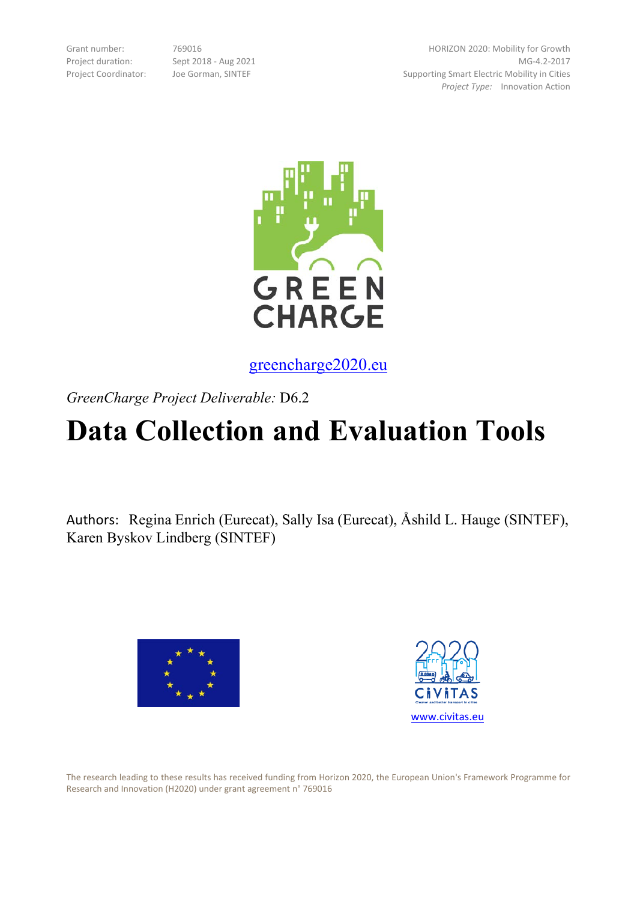| | |
|---|---|
| Grant number: | 769016 |
| Project duration: | Sept 2018 - Aug 2021 |
| Project Coordinator: | Joe Gorman, SINTEF |

HORIZON 2020: Mobility for Growth
MG-4.2-2017
Supporting Smart Electric Mobility in Cities
*Project Type:* Innovation Action

GREEN CHARGE

greencharge2020.eu

*GreenCharge Project Deliverable:* D6.2

# Data Collection and Evaluation Tools

Authors: Regina Enrich (Eurecat), Sally Isa (Eurecat), Åshild L. Hauge (SINTEF), Karen Byskov Lindberg (SINTEF)

www.civitas.eu

The research leading to these results has received funding from Horizon 2020, the European Union's Framework Programme for Research and Innovation (H2020) under grant agreement n° 769016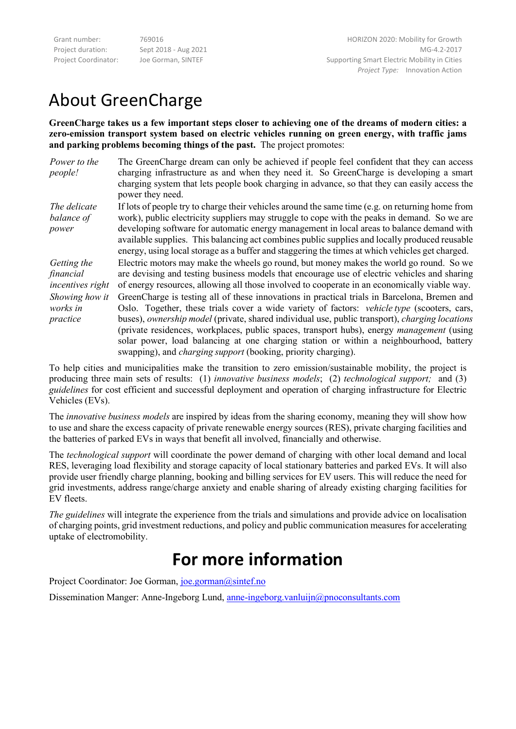| | | |
|---|---|---|
| Grant number: | 769016 | HORIZON 2020: Mobility for Growth |
| Project duration: | Sept 2018 - Aug 2021 | MG-4.2-2017 |
| Project Coordinator: | Joe Gorman, SINTEF | Supporting Smart Electric Mobility in Cities |
| | | *Project Type:* Innovation Action |

# About GreenCharge

**GreenCharge takes us a few important steps closer to achieving one of the dreams of modern cities: a zero-emission transport system based on electric vehicles running on green energy, with traffic jams and parking problems becoming things of the past.** The project promotes:

| | |
|---|---|
| *Power to the people!* | The GreenCharge dream can only be achieved if people feel confident that they can access charging infrastructure as and when they need it. So GreenCharge is developing a smart charging system that lets people book charging in advance, so that they can easily access the power they need. |
| *The delicate balance of power* | If lots of people try to charge their vehicles around the same time (e.g. on returning home from work), public electricity suppliers may struggle to cope with the peaks in demand. So we are developing software for automatic energy management in local areas to balance demand with available supplies. This balancing act combines public supplies and locally produced reusable energy, using local storage as a buffer and staggering the times at which vehicles get charged. |
| *Getting the financial incentives right* | Electric motors may make the wheels go round, but money makes the world go round. So we are devising and testing business models that encourage use of electric vehicles and sharing of energy resources, allowing all those involved to cooperate in an economically viable way. |
| *Showing how it works in practice* | GreenCharge is testing all of these innovations in practical trials in Barcelona, Bremen and Oslo. Together, these trials cover a wide variety of factors: *vehicle type* (scooters, cars, buses), *ownership model* (private, shared individual use, public transport), *charging locations* (private residences, workplaces, public spaces, transport hubs), energy *management* (using solar power, load balancing at one charging station or within a neighbourhood, battery swapping), and *charging support* (booking, priority charging). |

To help cities and municipalities make the transition to zero emission/sustainable mobility, the project is producing three main sets of results: (1) *innovative business models*; (2) *technological support;* and (3) *guidelines* for cost efficient and successful deployment and operation of charging infrastructure for Electric Vehicles (EVs).

The *innovative business models* are inspired by ideas from the sharing economy, meaning they will show how to use and share the excess capacity of private renewable energy sources (RES), private charging facilities and the batteries of parked EVs in ways that benefit all involved, financially and otherwise.

The *technological support* will coordinate the power demand of charging with other local demand and local RES, leveraging load flexibility and storage capacity of local stationary batteries and parked EVs. It will also provide user friendly charge planning, booking and billing services for EV users. This will reduce the need for grid investments, address range/charge anxiety and enable sharing of already existing charging facilities for EV fleets.

*The guidelines* will integrate the experience from the trials and simulations and provide advice on localisation of charging points, grid investment reductions, and policy and public communication measures for accelerating uptake of electromobility.

# For more information

Project Coordinator: Joe Gorman, joe.gorman@sintef.no

Dissemination Manger: Anne-Ingeborg Lund, anne-ingeborg.vanluijn@pnoconsultants.com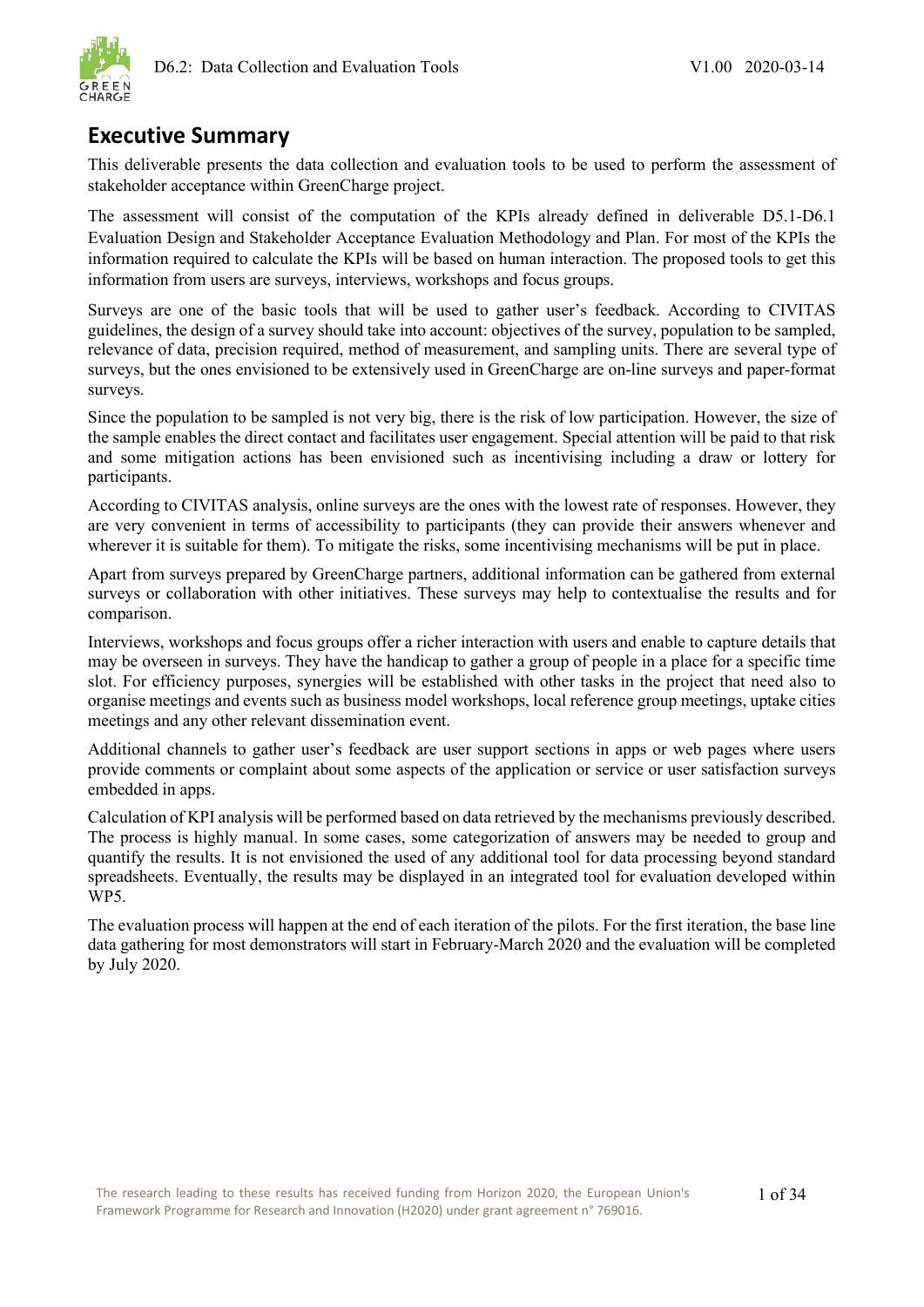## Executive Summary

This deliverable presents the data collection and evaluation tools to be used to perform the assessment of stakeholder acceptance within GreenCharge project.

The assessment will consist of the computation of the KPIs already defined in deliverable D5.1-D6.1 Evaluation Design and Stakeholder Acceptance Evaluation Methodology and Plan. For most of the KPIs the information required to calculate the KPIs will be based on human interaction. The proposed tools to get this information from users are surveys, interviews, workshops and focus groups.

Surveys are one of the basic tools that will be used to gather user's feedback. According to CIVITAS guidelines, the design of a survey should take into account: objectives of the survey, population to be sampled, relevance of data, precision required, method of measurement, and sampling units. There are several type of surveys, but the ones envisioned to be extensively used in GreenCharge are on-line surveys and paper-format surveys.

Since the population to be sampled is not very big, there is the risk of low participation. However, the size of the sample enables the direct contact and facilitates user engagement. Special attention will be paid to that risk and some mitigation actions has been envisioned such as incentivising including a draw or lottery for participants.

According to CIVITAS analysis, online surveys are the ones with the lowest rate of responses. However, they are very convenient in terms of accessibility to participants (they can provide their answers whenever and wherever it is suitable for them). To mitigate the risks, some incentivising mechanisms will be put in place.

Apart from surveys prepared by GreenCharge partners, additional information can be gathered from external surveys or collaboration with other initiatives. These surveys may help to contextualise the results and for comparison.

Interviews, workshops and focus groups offer a richer interaction with users and enable to capture details that may be overseen in surveys. They have the handicap to gather a group of people in a place for a specific time slot. For efficiency purposes, synergies will be established with other tasks in the project that need also to organise meetings and events such as business model workshops, local reference group meetings, uptake cities meetings and any other relevant dissemination event.

Additional channels to gather user's feedback are user support sections in apps or web pages where users provide comments or complaint about some aspects of the application or service or user satisfaction surveys embedded in apps.

Calculation of KPI analysis will be performed based on data retrieved by the mechanisms previously described. The process is highly manual. In some cases, some categorization of answers may be needed to group and quantify the results. It is not envisioned the used of any additional tool for data processing beyond standard spreadsheets. Eventually, the results may be displayed in an integrated tool for evaluation developed within WP5.

The evaluation process will happen at the end of each iteration of the pilots. For the first iteration, the base line data gathering for most demonstrators will start in February-March 2020 and the evaluation will be completed by July 2020.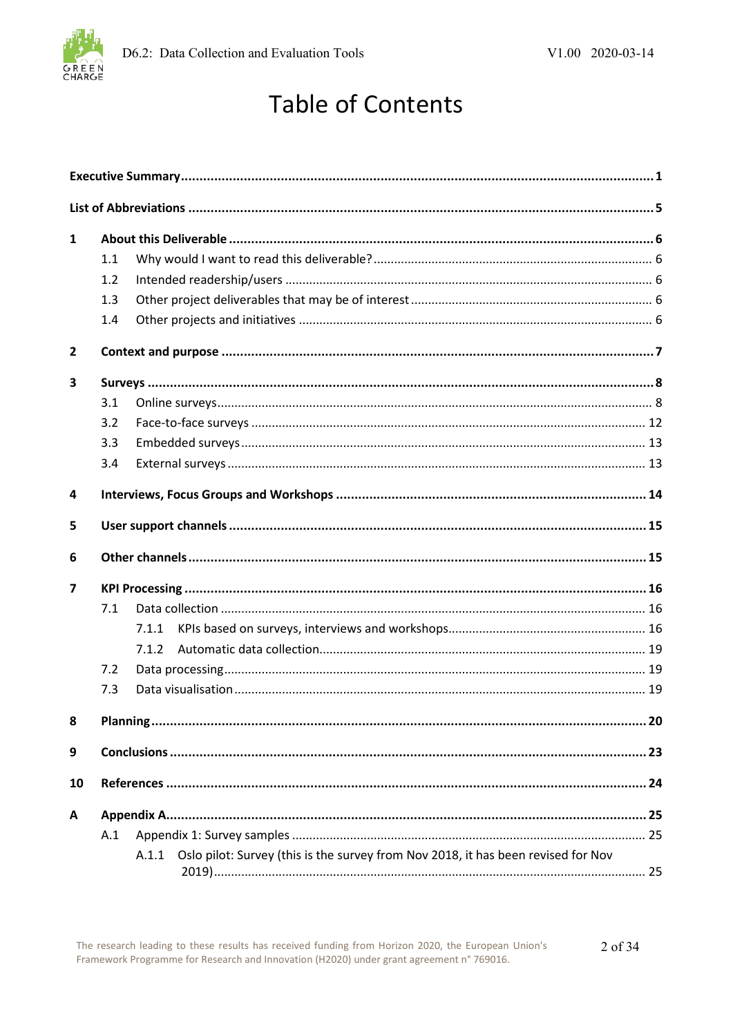# Table of Contents

| | | | |
|---|---|---|---|
| **Executive Summary** | | | **1** |
| **List of Abbreviations** | | | **5** |
| **1** | **About this Deliverable** | | **6** |
| | 1.1 | Why would I want to read this deliverable? | 6 |
| | 1.2 | Intended readership/users | 6 |
| | 1.3 | Other project deliverables that may be of interest | 6 |
| | 1.4 | Other projects and initiatives | 6 |
| **2** | **Context and purpose** | | **7** |
| **3** | **Surveys** | | **8** |
| | 3.1 | Online surveys | 8 |
| | 3.2 | Face-to-face surveys | 12 |
| | 3.3 | Embedded surveys | 13 |
| | 3.4 | External surveys | 13 |
| **4** | **Interviews, Focus Groups and Workshops** | | **14** |
| **5** | **User support channels** | | **15** |
| **6** | **Other channels** | | **15** |
| **7** | **KPI Processing** | | **16** |
| | 7.1 | Data collection | 16 |
| | | 7.1.1 KPIs based on surveys, interviews and workshops | 16 |
| | | 7.1.2 Automatic data collection | 19 |
| | 7.2 | Data processing | 19 |
| | 7.3 | Data visualisation | 19 |
| **8** | **Planning** | | **20** |
| **9** | **Conclusions** | | **23** |
| **10** | **References** | | **24** |
| **A** | **Appendix A** | | **25** |
| | A.1 | Appendix 1: Survey samples | 25 |
| | | A.1.1 Oslo pilot: Survey (this is the survey from Nov 2018, it has been revised for Nov 2019) | 25 |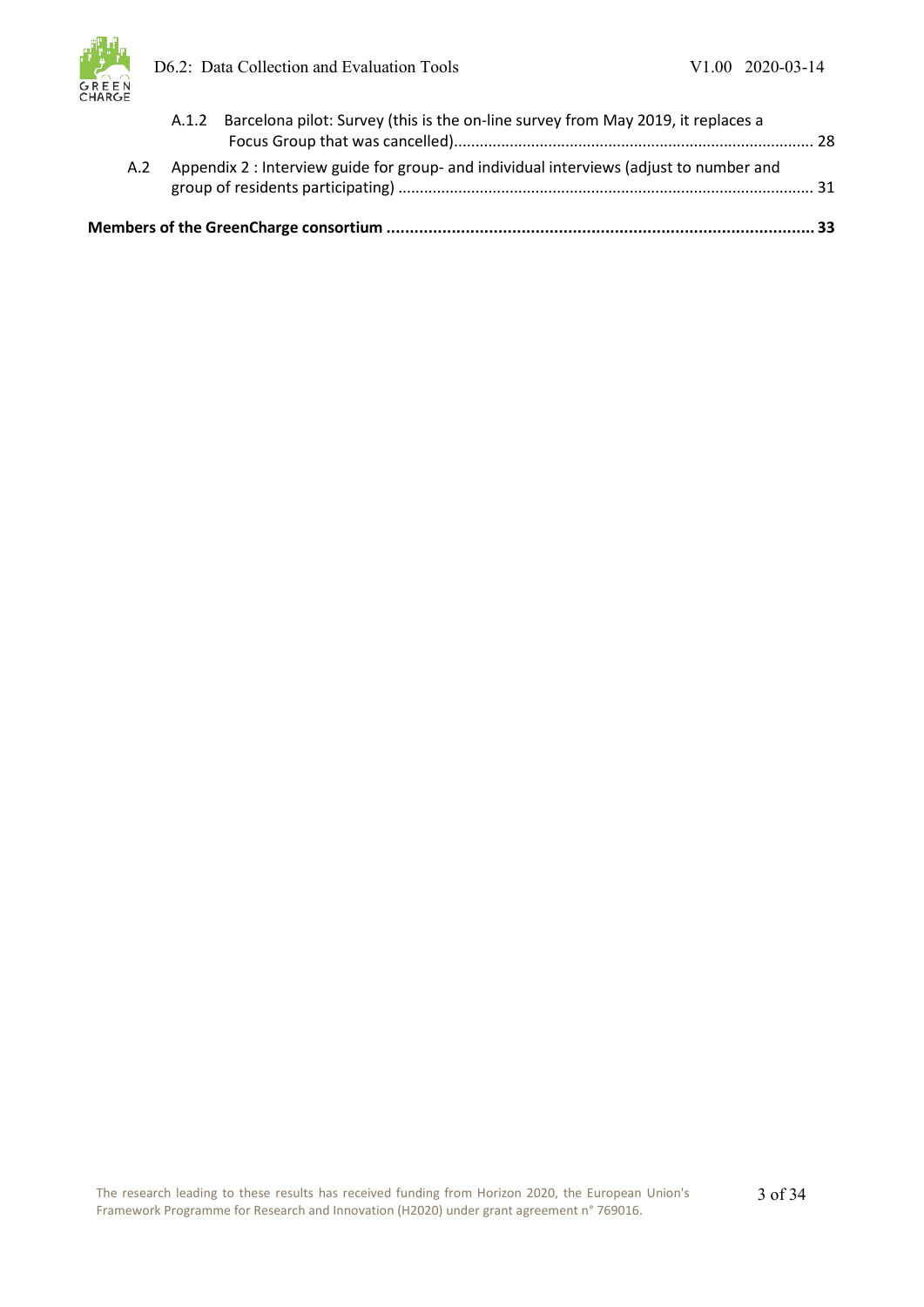A.1.2 Barcelona pilot: Survey (this is the on-line survey from May 2019, it replaces a Focus Group that was cancelled) ........ 28

A.2 Appendix 2 : Interview guide for group- and individual interviews (adjust to number and group of residents participating) ........ 31

**Members of the GreenCharge consortium ........ 33**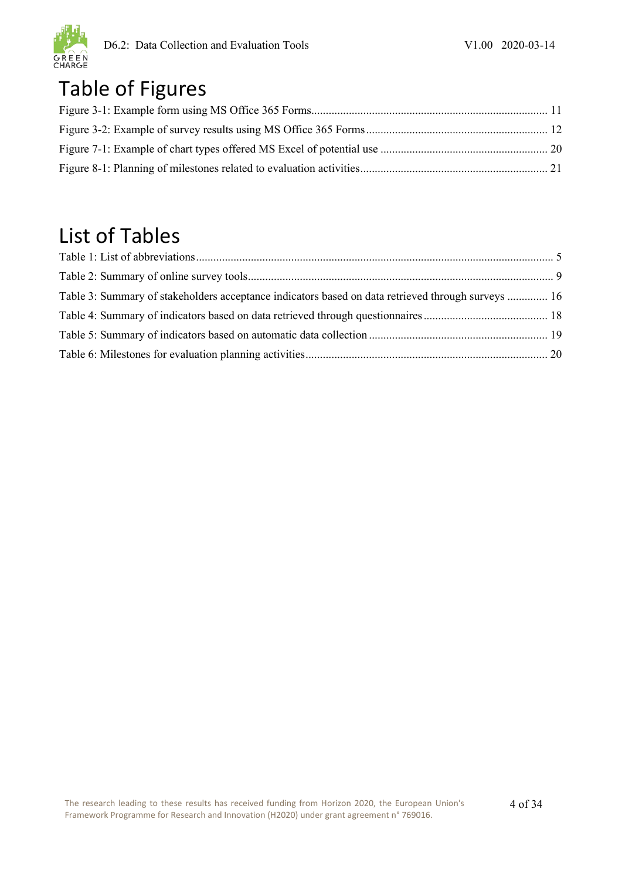# Table of Figures

Figure 3-1: Example form using MS Office 365 Forms ........ 11

Figure 3-2: Example of survey results using MS Office 365 Forms ........ 12

Figure 7-1: Example of chart types offered MS Excel of potential use ........ 20

Figure 8-1: Planning of milestones related to evaluation activities ........ 21

# List of Tables

Table 1: List of abbreviations ........ 5

Table 2: Summary of online survey tools ........ 9

Table 3: Summary of stakeholders acceptance indicators based on data retrieved through surveys ........ 16

Table 4: Summary of indicators based on data retrieved through questionnaires ........ 18

Table 5: Summary of indicators based on automatic data collection ........ 19

Table 6: Milestones for evaluation planning activities ........ 20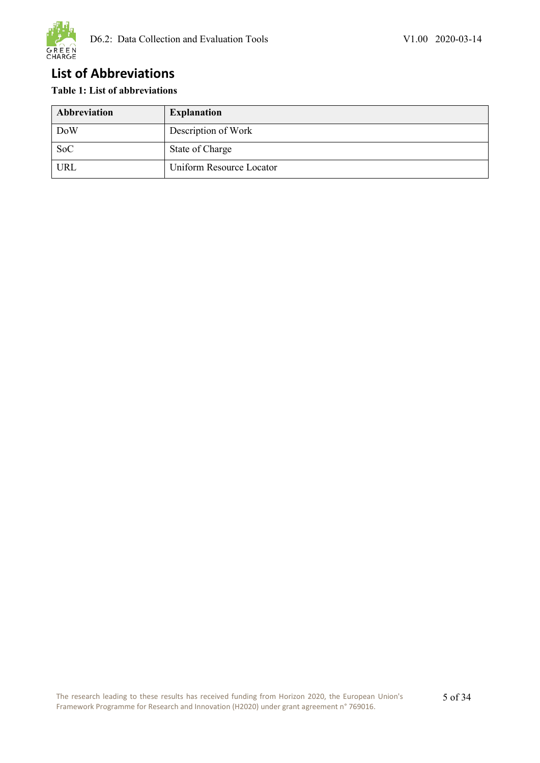# List of Abbreviations

**Table 1: List of abbreviations**

| Abbreviation | Explanation |
|---|---|
| DoW | Description of Work |
| SoC | State of Charge |
| URL | Uniform Resource Locator |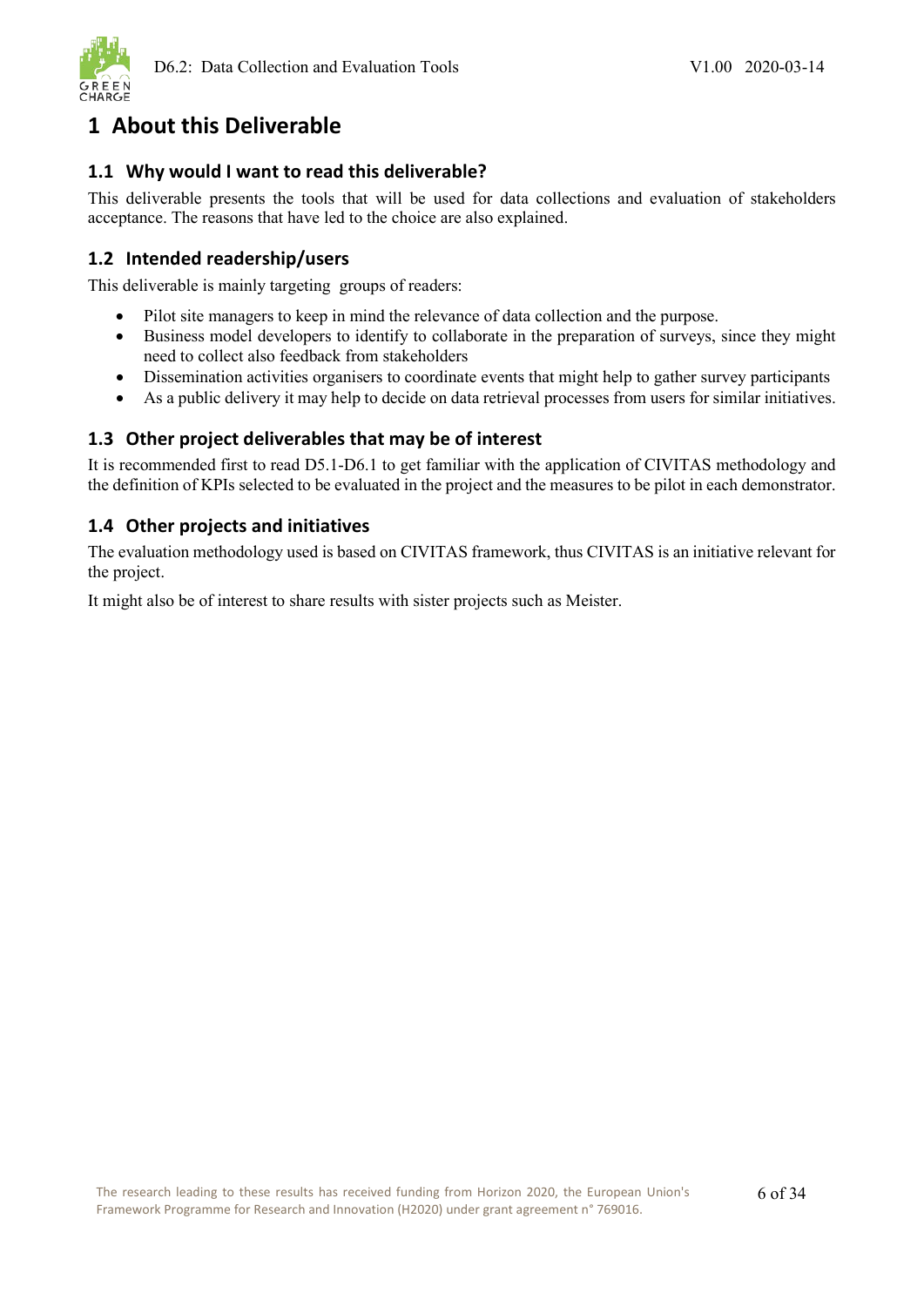# 1 About this Deliverable

## 1.1 Why would I want to read this deliverable?

This deliverable presents the tools that will be used for data collections and evaluation of stakeholders acceptance. The reasons that have led to the choice are also explained.

## 1.2 Intended readership/users

This deliverable is mainly targeting groups of readers:

- Pilot site managers to keep in mind the relevance of data collection and the purpose.
- Business model developers to identify to collaborate in the preparation of surveys, since they might need to collect also feedback from stakeholders
- Dissemination activities organisers to coordinate events that might help to gather survey participants
- As a public delivery it may help to decide on data retrieval processes from users for similar initiatives.

## 1.3 Other project deliverables that may be of interest

It is recommended first to read D5.1-D6.1 to get familiar with the application of CIVITAS methodology and the definition of KPIs selected to be evaluated in the project and the measures to be pilot in each demonstrator.

## 1.4 Other projects and initiatives

The evaluation methodology used is based on CIVITAS framework, thus CIVITAS is an initiative relevant for the project.

It might also be of interest to share results with sister projects such as Meister.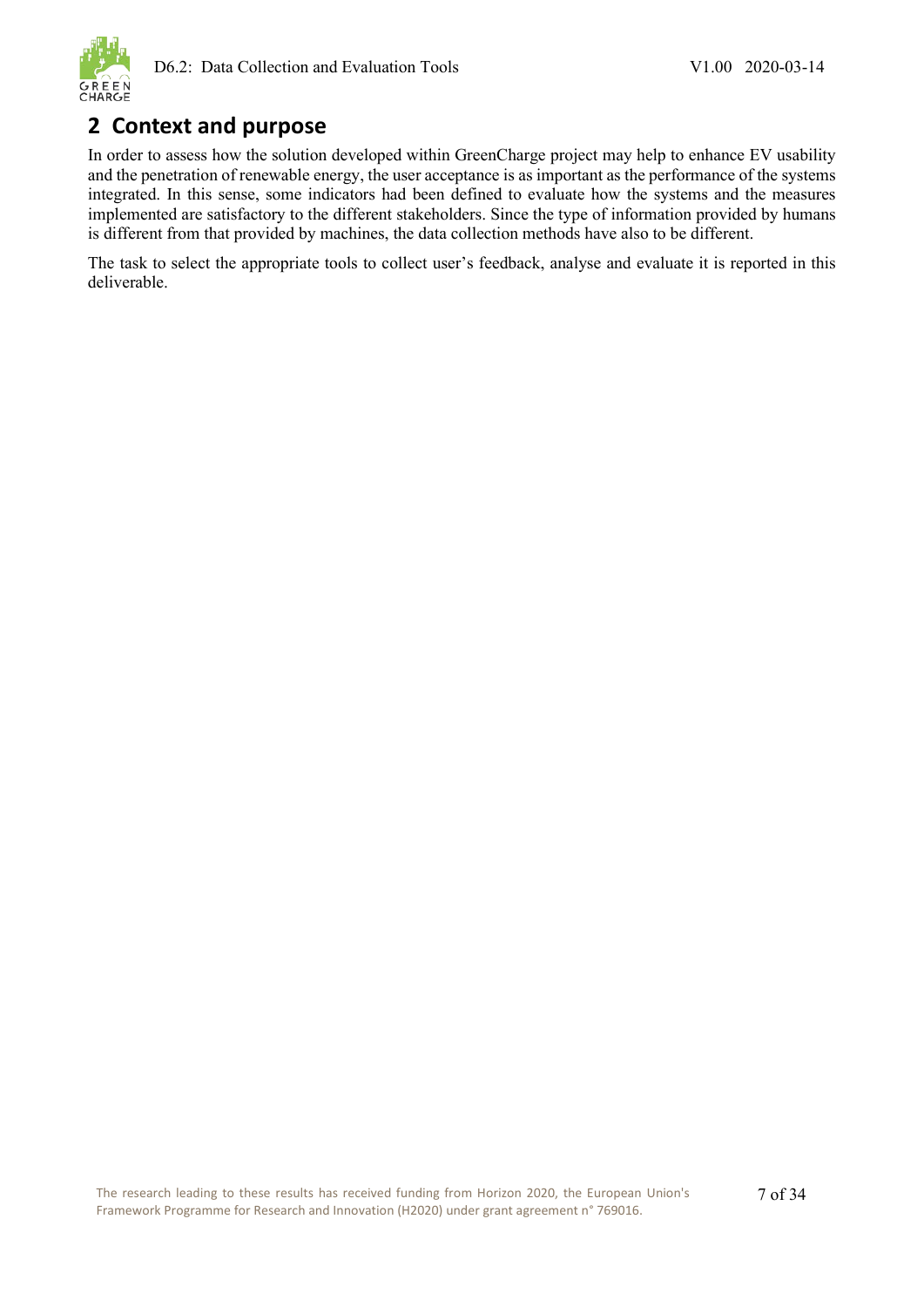# 2 Context and purpose

In order to assess how the solution developed within GreenCharge project may help to enhance EV usability and the penetration of renewable energy, the user acceptance is as important as the performance of the systems integrated. In this sense, some indicators had been defined to evaluate how the systems and the measures implemented are satisfactory to the different stakeholders. Since the type of information provided by humans is different from that provided by machines, the data collection methods have also to be different.

The task to select the appropriate tools to collect user's feedback, analyse and evaluate it is reported in this deliverable.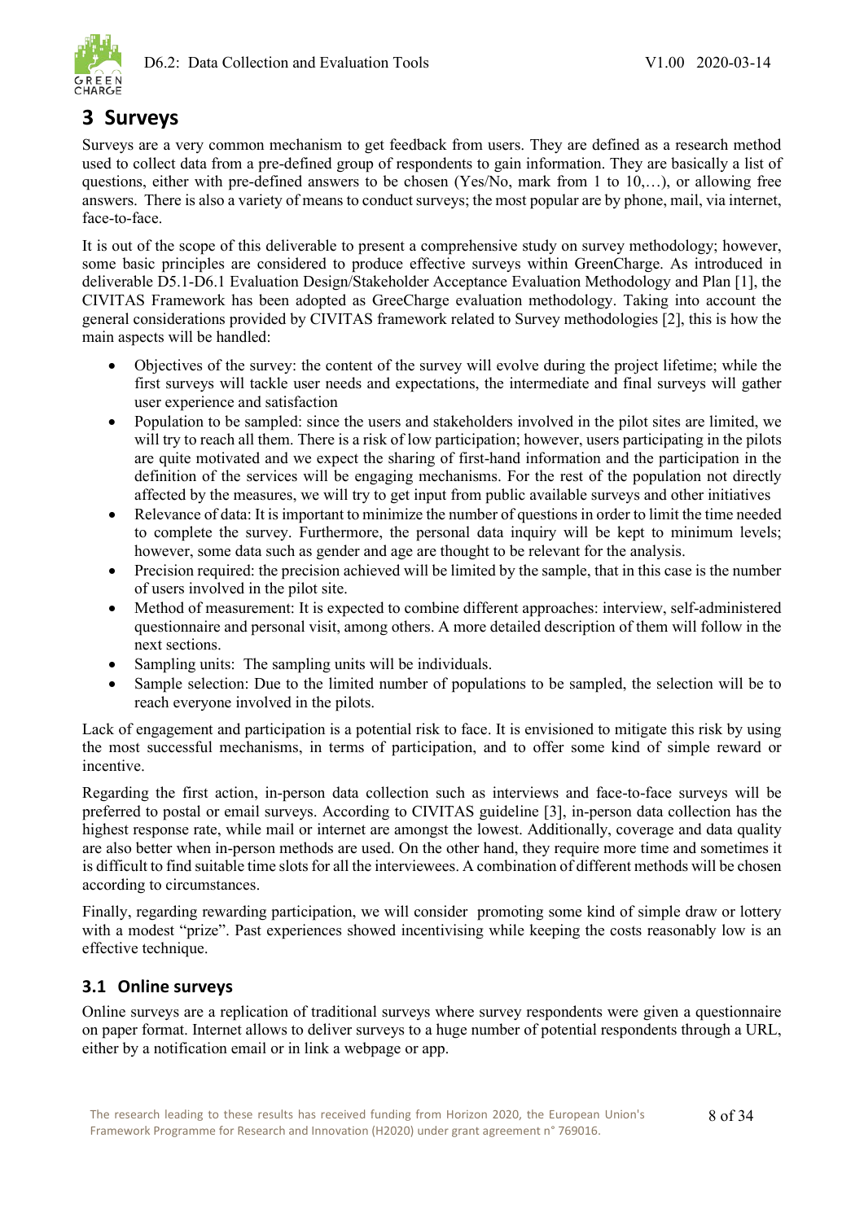# 3 Surveys

Surveys are a very common mechanism to get feedback from users. They are defined as a research method used to collect data from a pre-defined group of respondents to gain information. They are basically a list of questions, either with pre-defined answers to be chosen (Yes/No, mark from 1 to 10,…), or allowing free answers. There is also a variety of means to conduct surveys; the most popular are by phone, mail, via internet, face-to-face.

It is out of the scope of this deliverable to present a comprehensive study on survey methodology; however, some basic principles are considered to produce effective surveys within GreenCharge. As introduced in deliverable D5.1-D6.1 Evaluation Design/Stakeholder Acceptance Evaluation Methodology and Plan [1], the CIVITAS Framework has been adopted as GreeCharge evaluation methodology. Taking into account the general considerations provided by CIVITAS framework related to Survey methodologies [2], this is how the main aspects will be handled:

- Objectives of the survey: the content of the survey will evolve during the project lifetime; while the first surveys will tackle user needs and expectations, the intermediate and final surveys will gather user experience and satisfaction
- Population to be sampled: since the users and stakeholders involved in the pilot sites are limited, we will try to reach all them. There is a risk of low participation; however, users participating in the pilots are quite motivated and we expect the sharing of first-hand information and the participation in the definition of the services will be engaging mechanisms. For the rest of the population not directly affected by the measures, we will try to get input from public available surveys and other initiatives
- Relevance of data: It is important to minimize the number of questions in order to limit the time needed to complete the survey. Furthermore, the personal data inquiry will be kept to minimum levels; however, some data such as gender and age are thought to be relevant for the analysis.
- Precision required: the precision achieved will be limited by the sample, that in this case is the number of users involved in the pilot site.
- Method of measurement: It is expected to combine different approaches: interview, self-administered questionnaire and personal visit, among others. A more detailed description of them will follow in the next sections.
- Sampling units: The sampling units will be individuals.
- Sample selection: Due to the limited number of populations to be sampled, the selection will be to reach everyone involved in the pilots.

Lack of engagement and participation is a potential risk to face. It is envisioned to mitigate this risk by using the most successful mechanisms, in terms of participation, and to offer some kind of simple reward or incentive.

Regarding the first action, in-person data collection such as interviews and face-to-face surveys will be preferred to postal or email surveys. According to CIVITAS guideline [3], in-person data collection has the highest response rate, while mail or internet are amongst the lowest. Additionally, coverage and data quality are also better when in-person methods are used. On the other hand, they require more time and sometimes it is difficult to find suitable time slots for all the interviewees. A combination of different methods will be chosen according to circumstances.

Finally, regarding rewarding participation, we will consider promoting some kind of simple draw or lottery with a modest "prize". Past experiences showed incentivising while keeping the costs reasonably low is an effective technique.

## 3.1 Online surveys

Online surveys are a replication of traditional surveys where survey respondents were given a questionnaire on paper format. Internet allows to deliver surveys to a huge number of potential respondents through a URL, either by a notification email or in link a webpage or app.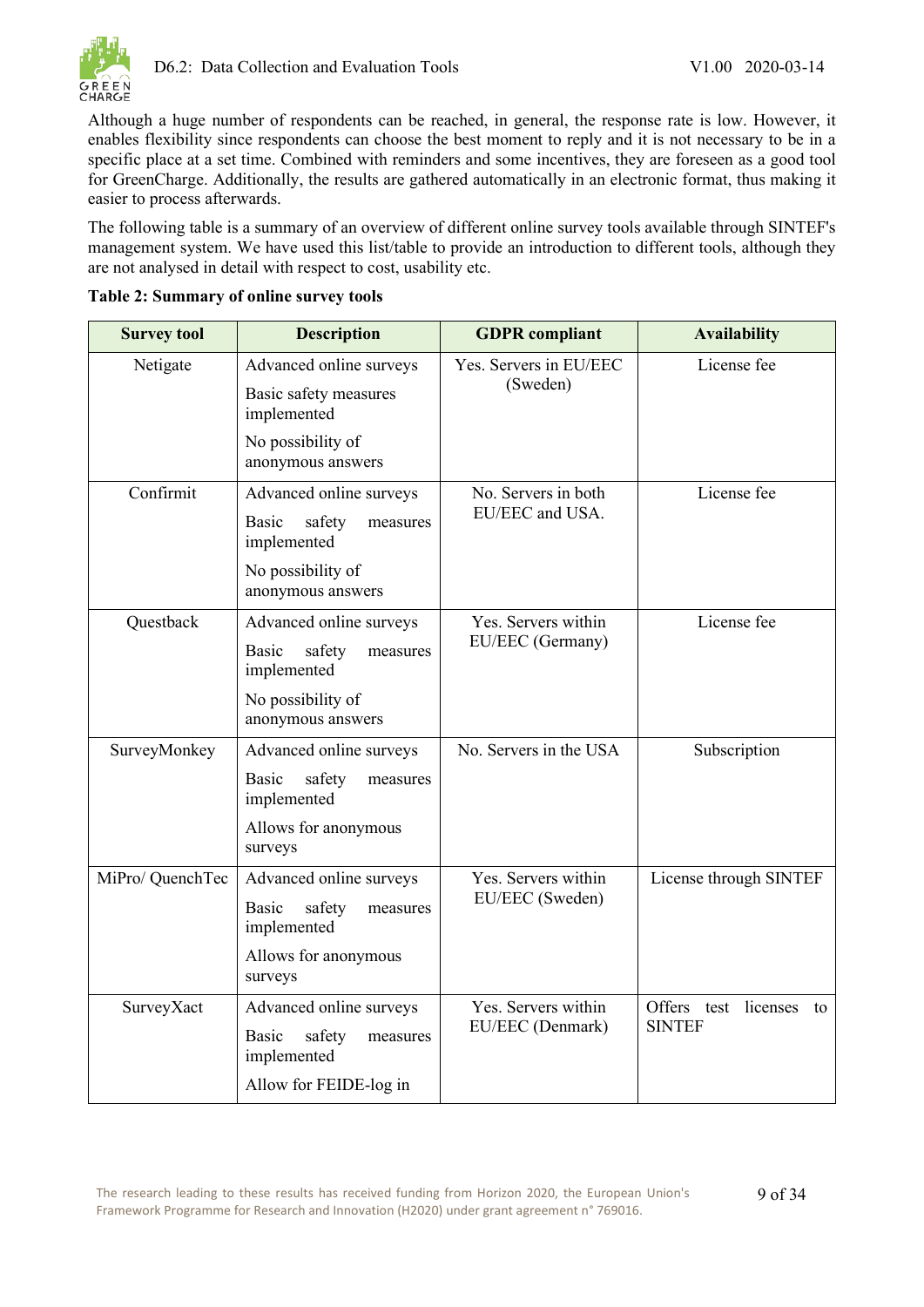Although a huge number of respondents can be reached, in general, the response rate is low. However, it enables flexibility since respondents can choose the best moment to reply and it is not necessary to be in a specific place at a set time. Combined with reminders and some incentives, they are foreseen as a good tool for GreenCharge. Additionally, the results are gathered automatically in an electronic format, thus making it easier to process afterwards.

The following table is a summary of an overview of different online survey tools available through SINTEF's management system. We have used this list/table to provide an introduction to different tools, although they are not analysed in detail with respect to cost, usability etc.

**Table 2: Summary of online survey tools**

| Survey tool | Description | GDPR compliant | Availability |
|---|---|---|---|
| Netigate | Advanced online surveys<br>Basic safety measures implemented<br>No possibility of anonymous answers | Yes. Servers in EU/EEC (Sweden) | License fee |
| Confirmit | Advanced online surveys<br>Basic safety measures implemented<br>No possibility of anonymous answers | No. Servers in both EU/EEC and USA. | License fee |
| Questback | Advanced online surveys<br>Basic safety measures implemented<br>No possibility of anonymous answers | Yes. Servers within EU/EEC (Germany) | License fee |
| SurveyMonkey | Advanced online surveys<br>Basic safety measures implemented<br>Allows for anonymous surveys | No. Servers in the USA | Subscription |
| MiPro/ QuenchTec | Advanced online surveys<br>Basic safety measures implemented<br>Allows for anonymous surveys | Yes. Servers within EU/EEC (Sweden) | License through SINTEF |
| SurveyXact | Advanced online surveys<br>Basic safety measures implemented<br>Allow for FEIDE-log in | Yes. Servers within EU/EEC (Denmark) | Offers test licenses to SINTEF |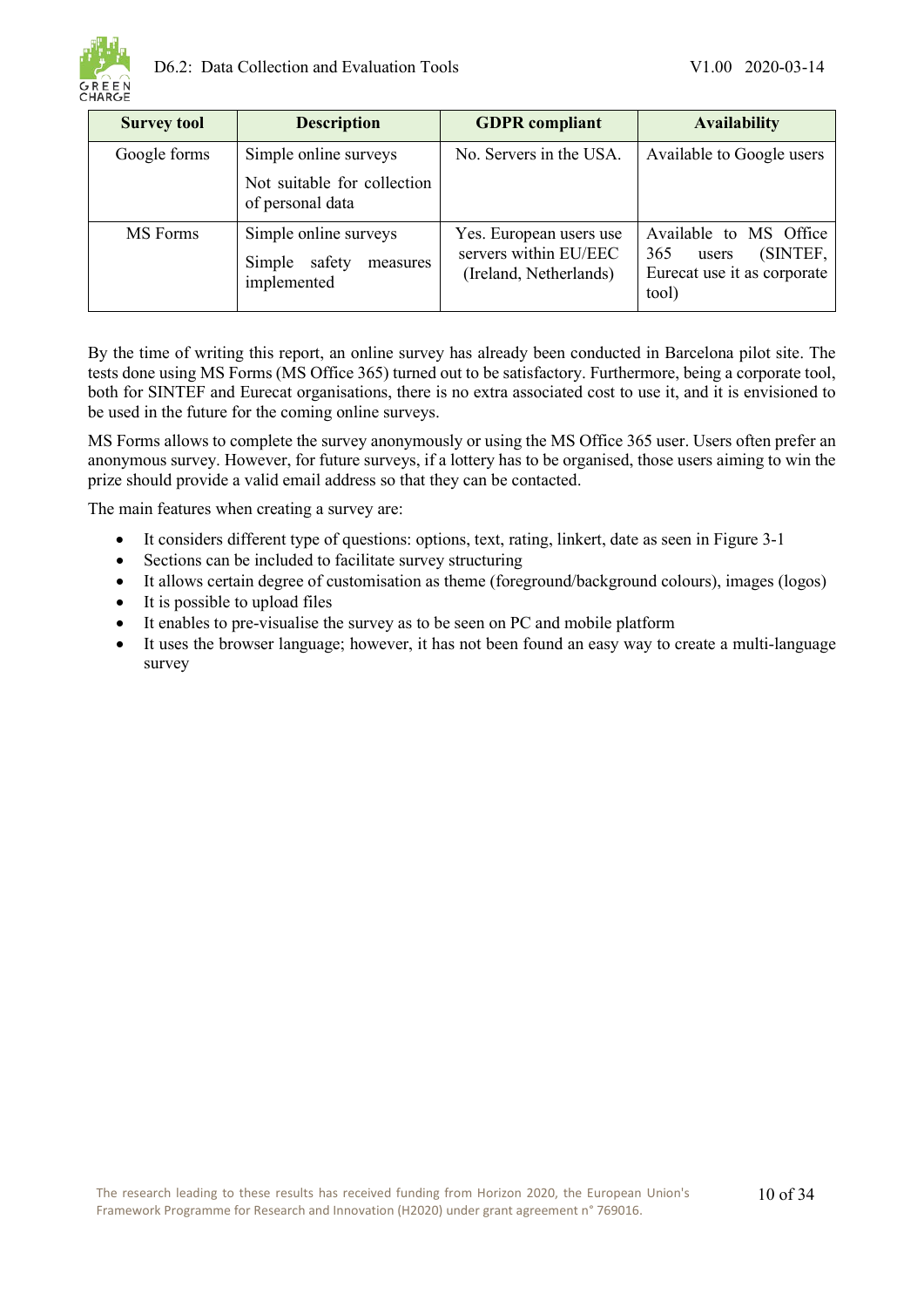| Survey tool | Description | GDPR compliant | Availability |
|---|---|---|---|
| Google forms | Simple online surveys<br>Not suitable for collection of personal data | No. Servers in the USA. | Available to Google users |
| MS Forms | Simple online surveys<br>Simple safety measures implemented | Yes. European users use servers within EU/EEC (Ireland, Netherlands) | Available to MS Office 365 users (SINTEF, Eurecat use it as corporate tool) |

By the time of writing this report, an online survey has already been conducted in Barcelona pilot site. The tests done using MS Forms (MS Office 365) turned out to be satisfactory. Furthermore, being a corporate tool, both for SINTEF and Eurecat organisations, there is no extra associated cost to use it, and it is envisioned to be used in the future for the coming online surveys.

MS Forms allows to complete the survey anonymously or using the MS Office 365 user. Users often prefer an anonymous survey. However, for future surveys, if a lottery has to be organised, those users aiming to win the prize should provide a valid email address so that they can be contacted.

The main features when creating a survey are:

- It considers different type of questions: options, text, rating, linkert, date as seen in Figure 3-1
- Sections can be included to facilitate survey structuring
- It allows certain degree of customisation as theme (foreground/background colours), images (logos)
- It is possible to upload files
- It enables to pre-visualise the survey as to be seen on PC and mobile platform
- It uses the browser language; however, it has not been found an easy way to create a multi-language survey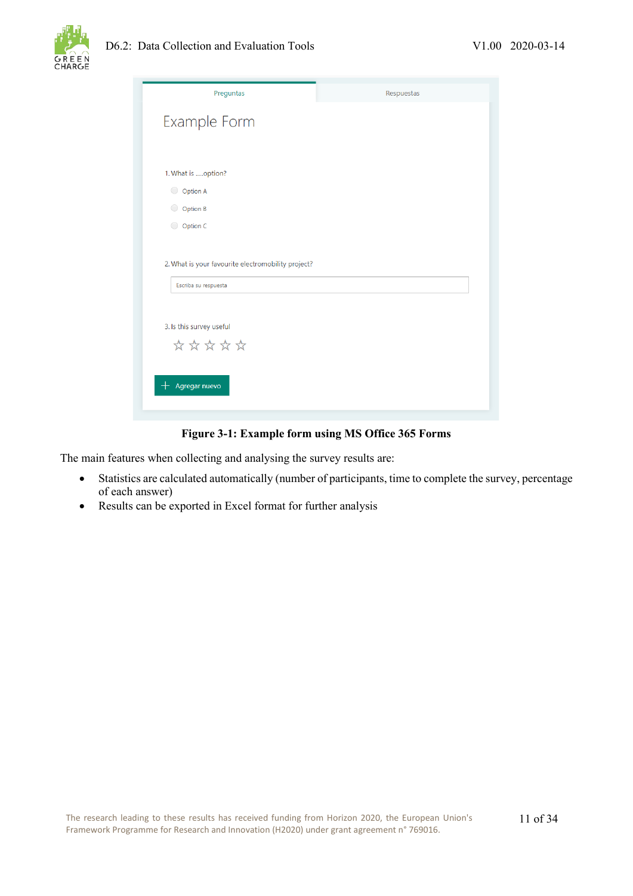**Figure 3-1: Example form using MS Office 365 Forms**

The main features when collecting and analysing the survey results are:

- Statistics are calculated automatically (number of participants, time to complete the survey, percentage of each answer)
- Results can be exported in Excel format for further analysis

The research leading to these results has received funding from Horizon 2020, the European Union's Framework Programme for Research and Innovation (H2020) under grant agreement n° 769016.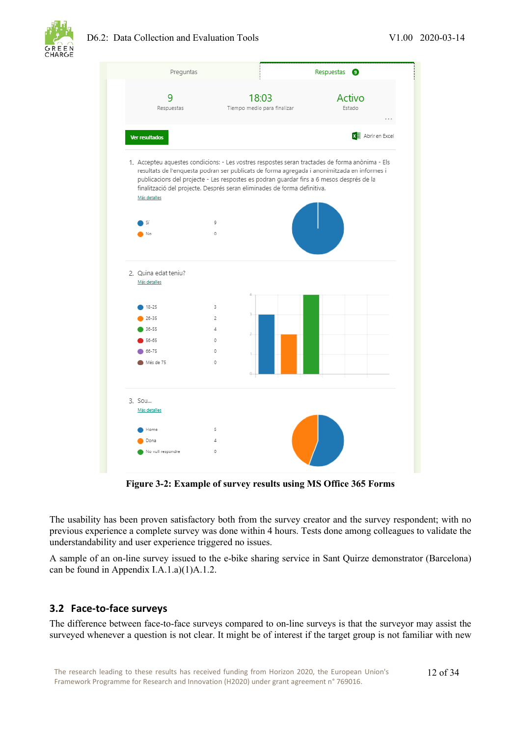| Preguntas | Respuestas 9 |
| --- | --- |

| 9 | 18:03 | Activo |
| --- | --- | --- |
| Respuestas | Tiempo medio para finalizar | Estado |

Ver resultados | Abrir en Excel

1. Accepteu aquestes condicions: - Les vostres respostes seran tractades de forma anònima - Els resultats de l'enquesta podran ser publicats de forma agregada i anonimitzada en informes i publicacions del projecte - Les respostes es podran guardar fins a 6 mesos després de la finalització del projecte. Després seran eliminades de forma definitiva.

   Más detalles

| | |
| --- | --- |
| Sí | 9 |
| No | 0 |

2. Quina edat teniu?

   Más detalles

| | |
| --- | --- |
| 18-25 | 3 |
| 26-35 | 2 |
| 36-55 | 4 |
| 56-65 | 0 |
| 66-75 | 0 |
| Més de 75 | 0 |

3. Sou...

   Más detalles

| | |
| --- | --- |
| Home | 5 |
| Dona | 4 |
| No vull respondre | 0 |

**Figure 3-2: Example of survey results using MS Office 365 Forms**

The usability has been proven satisfactory both from the survey creator and the survey respondent; with no previous experience a complete survey was done within 4 hours. Tests done among colleagues to validate the understandability and user experience triggered no issues.

A sample of an on-line survey issued to the e-bike sharing service in Sant Quirze demonstrator (Barcelona) can be found in Appendix I.A.1.a)(1)A.1.2.

## 3.2 Face-to-face surveys

The difference between face-to-face surveys compared to on-line surveys is that the surveyor may assist the surveyed whenever a question is not clear. It might be of interest if the target group is not familiar with new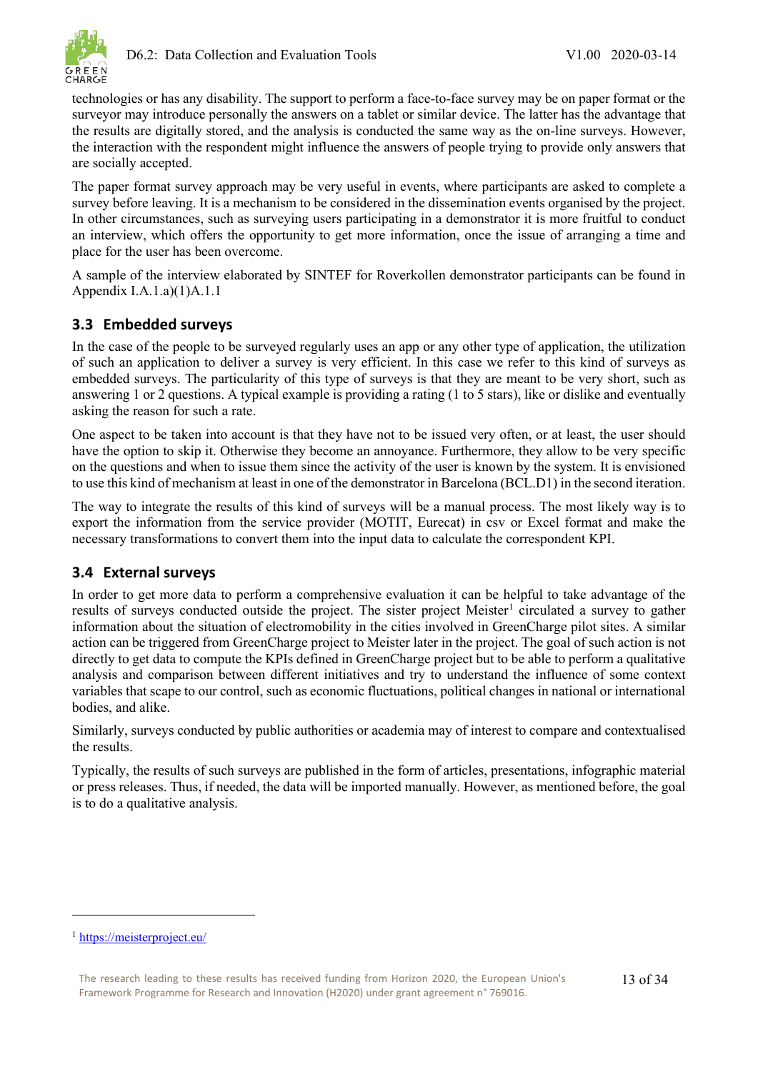technologies or has any disability. The support to perform a face-to-face survey may be on paper format or the surveyor may introduce personally the answers on a tablet or similar device. The latter has the advantage that the results are digitally stored, and the analysis is conducted the same way as the on-line surveys. However, the interaction with the respondent might influence the answers of people trying to provide only answers that are socially accepted.

The paper format survey approach may be very useful in events, where participants are asked to complete a survey before leaving. It is a mechanism to be considered in the dissemination events organised by the project. In other circumstances, such as surveying users participating in a demonstrator it is more fruitful to conduct an interview, which offers the opportunity to get more information, once the issue of arranging a time and place for the user has been overcome.

A sample of the interview elaborated by SINTEF for Roverkollen demonstrator participants can be found in Appendix I.A.1.a)(1)A.1.1

## 3.3 Embedded surveys

In the case of the people to be surveyed regularly uses an app or any other type of application, the utilization of such an application to deliver a survey is very efficient. In this case we refer to this kind of surveys as embedded surveys. The particularity of this type of surveys is that they are meant to be very short, such as answering 1 or 2 questions. A typical example is providing a rating (1 to 5 stars), like or dislike and eventually asking the reason for such a rate.

One aspect to be taken into account is that they have not to be issued very often, or at least, the user should have the option to skip it. Otherwise they become an annoyance. Furthermore, they allow to be very specific on the questions and when to issue them since the activity of the user is known by the system. It is envisioned to use this kind of mechanism at least in one of the demonstrator in Barcelona (BCL.D1) in the second iteration.

The way to integrate the results of this kind of surveys will be a manual process. The most likely way is to export the information from the service provider (MOTIT, Eurecat) in csv or Excel format and make the necessary transformations to convert them into the input data to calculate the correspondent KPI.

## 3.4 External surveys

In order to get more data to perform a comprehensive evaluation it can be helpful to take advantage of the results of surveys conducted outside the project. The sister project Meister[1] circulated a survey to gather information about the situation of electromobility in the cities involved in GreenCharge pilot sites. A similar action can be triggered from GreenCharge project to Meister later in the project. The goal of such action is not directly to get data to compute the KPIs defined in GreenCharge project but to be able to perform a qualitative analysis and comparison between different initiatives and try to understand the influence of some context variables that scape to our control, such as economic fluctuations, political changes in national or international bodies, and alike.

Similarly, surveys conducted by public authorities or academia may of interest to compare and contextualised the results.

Typically, the results of such surveys are published in the form of articles, presentations, infographic material or press releases. Thus, if needed, the data will be imported manually. However, as mentioned before, the goal is to do a qualitative analysis.

[1] https://meisterproject.eu/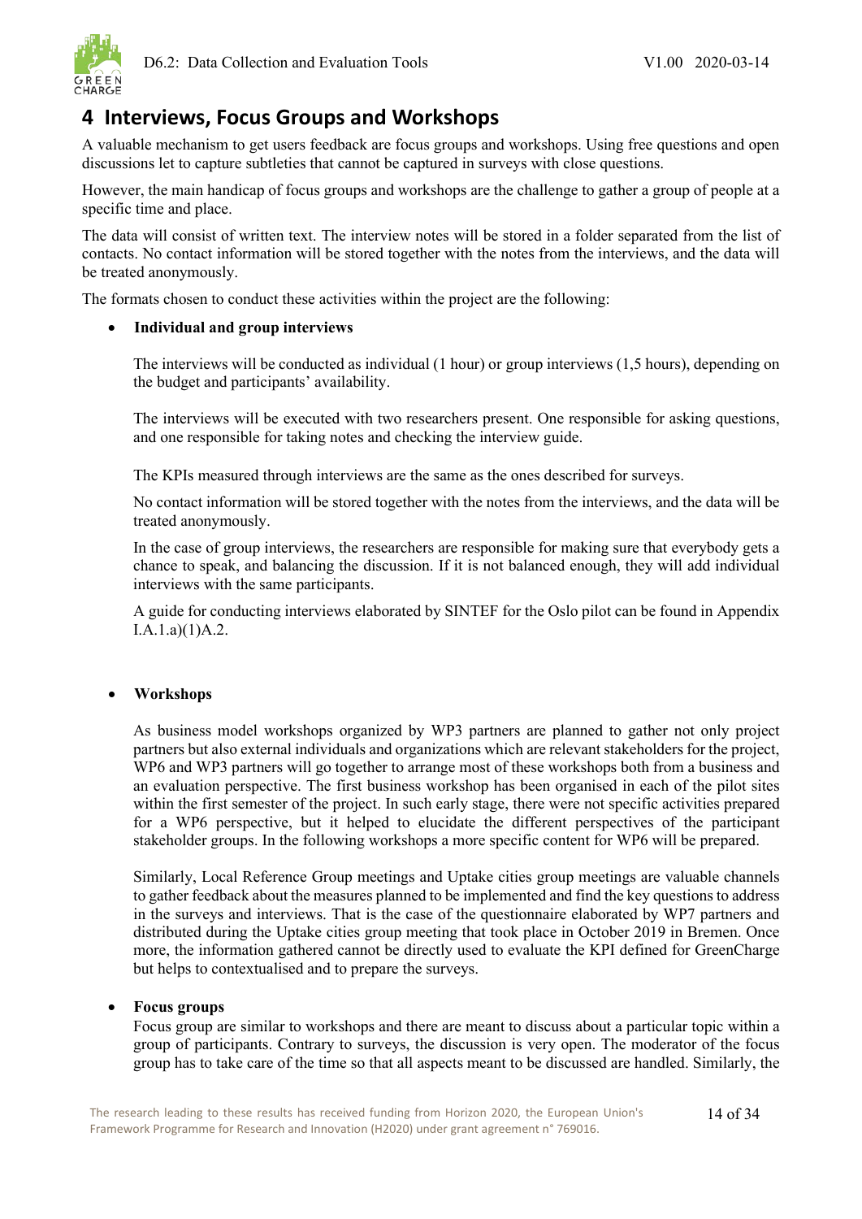# 4 Interviews, Focus Groups and Workshops

A valuable mechanism to get users feedback are focus groups and workshops. Using free questions and open discussions let to capture subtleties that cannot be captured in surveys with close questions.

However, the main handicap of focus groups and workshops are the challenge to gather a group of people at a specific time and place.

The data will consist of written text. The interview notes will be stored in a folder separated from the list of contacts. No contact information will be stored together with the notes from the interviews, and the data will be treated anonymously.

The formats chosen to conduct these activities within the project are the following:

- **Individual and group interviews**

  The interviews will be conducted as individual (1 hour) or group interviews (1,5 hours), depending on the budget and participants' availability.

  The interviews will be executed with two researchers present. One responsible for asking questions, and one responsible for taking notes and checking the interview guide.

  The KPIs measured through interviews are the same as the ones described for surveys.

  No contact information will be stored together with the notes from the interviews, and the data will be treated anonymously.

  In the case of group interviews, the researchers are responsible for making sure that everybody gets a chance to speak, and balancing the discussion. If it is not balanced enough, they will add individual interviews with the same participants.

  A guide for conducting interviews elaborated by SINTEF for the Oslo pilot can be found in Appendix I.A.1.a)(1)A.2.

- **Workshops**

  As business model workshops organized by WP3 partners are planned to gather not only project partners but also external individuals and organizations which are relevant stakeholders for the project, WP6 and WP3 partners will go together to arrange most of these workshops both from a business and an evaluation perspective. The first business workshop has been organised in each of the pilot sites within the first semester of the project. In such early stage, there were not specific activities prepared for a WP6 perspective, but it helped to elucidate the different perspectives of the participant stakeholder groups. In the following workshops a more specific content for WP6 will be prepared.

  Similarly, Local Reference Group meetings and Uptake cities group meetings are valuable channels to gather feedback about the measures planned to be implemented and find the key questions to address in the surveys and interviews. That is the case of the questionnaire elaborated by WP7 partners and distributed during the Uptake cities group meeting that took place in October 2019 in Bremen. Once more, the information gathered cannot be directly used to evaluate the KPI defined for GreenCharge but helps to contextualised and to prepare the surveys.

- **Focus groups**

  Focus groups are similar to workshops and there are meant to discuss about a particular topic within a group of participants. Contrary to surveys, the discussion is very open. The moderator of the focus group has to take care of the time so that all aspects meant to be discussed are handled. Similarly, the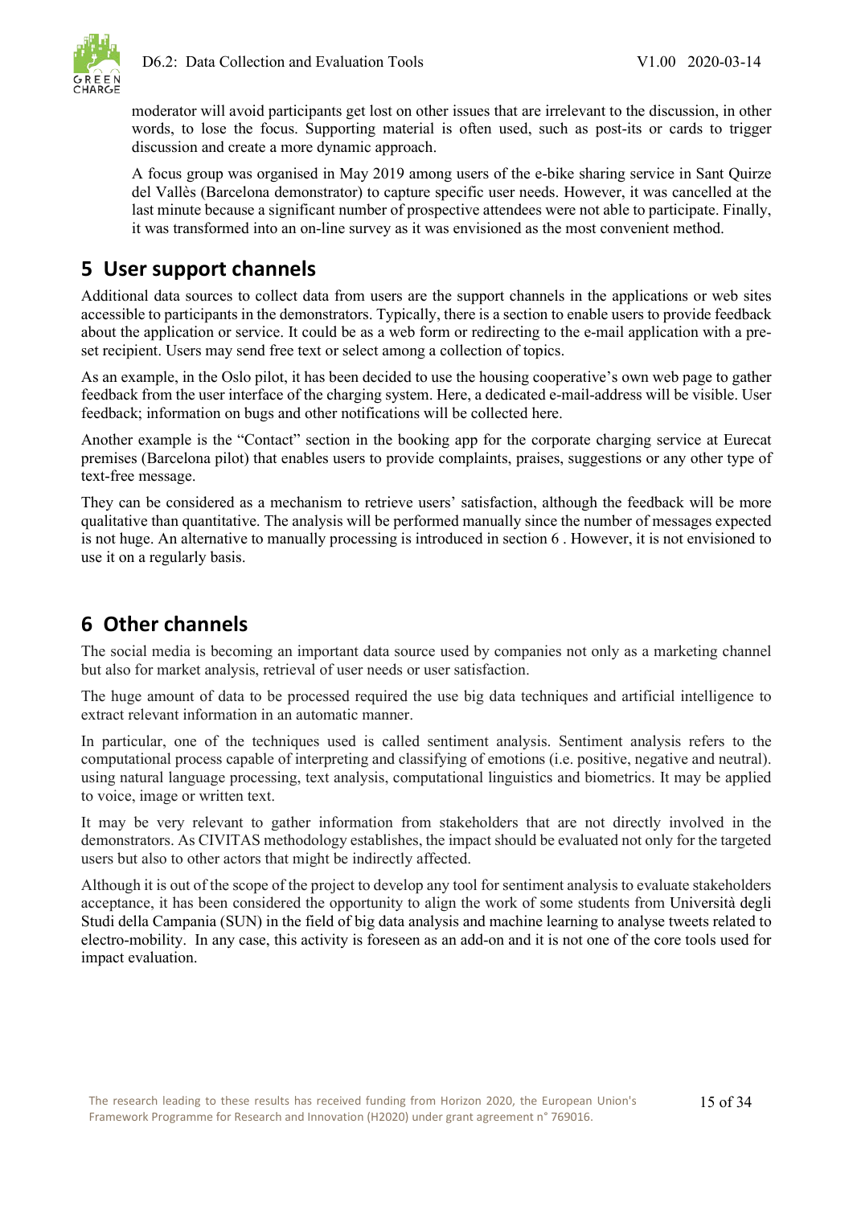moderator will avoid participants get lost on other issues that are irrelevant to the discussion, in other words, to lose the focus. Supporting material is often used, such as post-its or cards to trigger discussion and create a more dynamic approach.

A focus group was organised in May 2019 among users of the e-bike sharing service in Sant Quirze del Vallès (Barcelona demonstrator) to capture specific user needs. However, it was cancelled at the last minute because a significant number of prospective attendees were not able to participate. Finally, it was transformed into an on-line survey as it was envisioned as the most convenient method.

# 5 User support channels

Additional data sources to collect data from users are the support channels in the applications or web sites accessible to participants in the demonstrators. Typically, there is a section to enable users to provide feedback about the application or service. It could be as a web form or redirecting to the e-mail application with a pre-set recipient. Users may send free text or select among a collection of topics.

As an example, in the Oslo pilot, it has been decided to use the housing cooperative's own web page to gather feedback from the user interface of the charging system. Here, a dedicated e-mail-address will be visible. User feedback; information on bugs and other notifications will be collected here.

Another example is the "Contact" section in the booking app for the corporate charging service at Eurecat premises (Barcelona pilot) that enables users to provide complaints, praises, suggestions or any other type of text-free message.

They can be considered as a mechanism to retrieve users' satisfaction, although the feedback will be more qualitative than quantitative. The analysis will be performed manually since the number of messages expected is not huge. An alternative to manually processing is introduced in section 6 . However, it is not envisioned to use it on a regularly basis.

# 6 Other channels

The social media is becoming an important data source used by companies not only as a marketing channel but also for market analysis, retrieval of user needs or user satisfaction.

The huge amount of data to be processed required the use big data techniques and artificial intelligence to extract relevant information in an automatic manner.

In particular, one of the techniques used is called sentiment analysis. Sentiment analysis refers to the computational process capable of interpreting and classifying of emotions (i.e. positive, negative and neutral). using natural language processing, text analysis, computational linguistics and biometrics. It may be applied to voice, image or written text.

It may be very relevant to gather information from stakeholders that are not directly involved in the demonstrators. As CIVITAS methodology establishes, the impact should be evaluated not only for the targeted users but also to other actors that might be indirectly affected.

Although it is out of the scope of the project to develop any tool for sentiment analysis to evaluate stakeholders acceptance, it has been considered the opportunity to align the work of some students from Università degli Studi della Campania (SUN) in the field of big data analysis and machine learning to analyse tweets related to electro-mobility. In any case, this activity is foreseen as an add-on and it is not one of the core tools used for impact evaluation.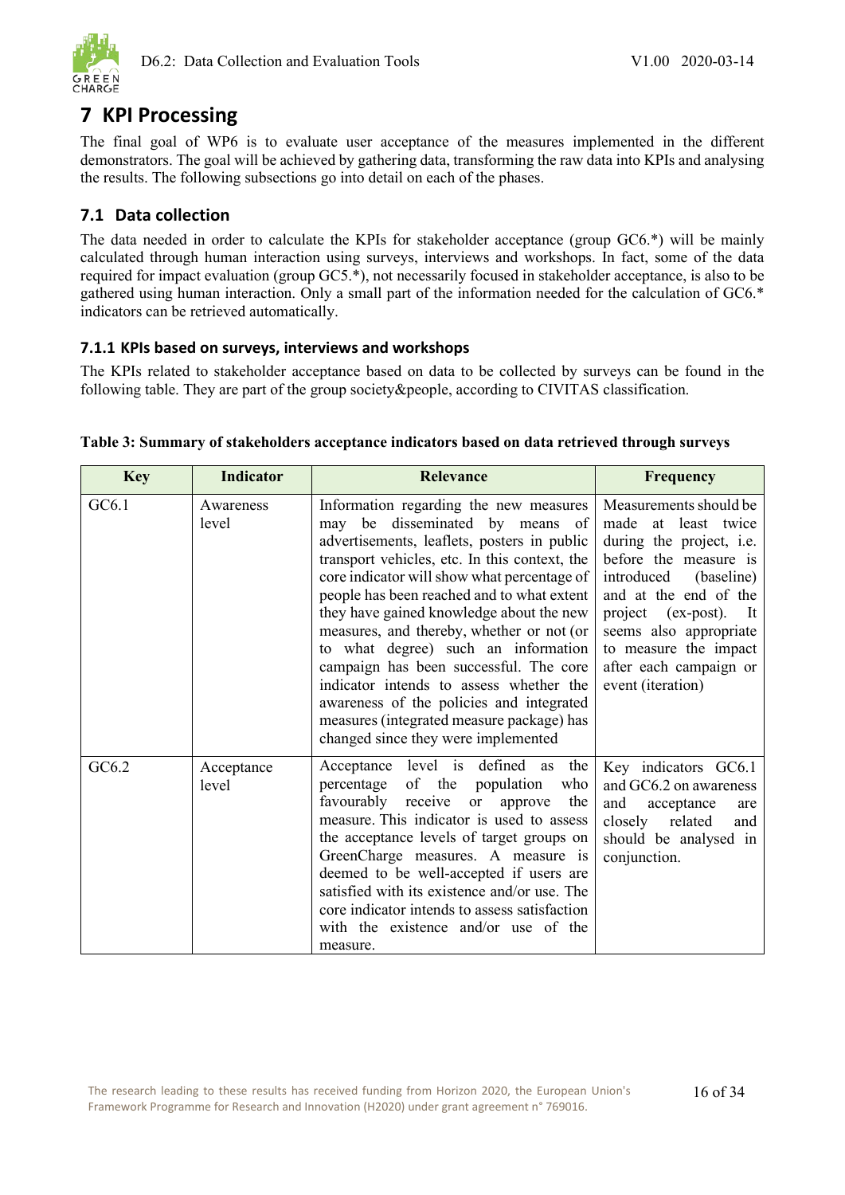# 7 KPI Processing

The final goal of WP6 is to evaluate user acceptance of the measures implemented in the different demonstrators. The goal will be achieved by gathering data, transforming the raw data into KPIs and analysing the results. The following subsections go into detail on each of the phases.

## 7.1 Data collection

The data needed in order to calculate the KPIs for stakeholder acceptance (group GC6.*) will be mainly calculated through human interaction using surveys, interviews and workshops. In fact, some of the data required for impact evaluation (group GC5.*), not necessarily focused in stakeholder acceptance, is also to be gathered using human interaction. Only a small part of the information needed for the calculation of GC6.* indicators can be retrieved automatically.

### 7.1.1 KPIs based on surveys, interviews and workshops

The KPIs related to stakeholder acceptance based on data to be collected by surveys can be found in the following table. They are part of the group society&people, according to CIVITAS classification.

**Table 3: Summary of stakeholders acceptance indicators based on data retrieved through surveys**

| Key | Indicator | Relevance | Frequency |
|---|---|---|---|
| GC6.1 | Awareness level | Information regarding the new measures may be disseminated by means of advertisements, leaflets, posters in public transport vehicles, etc. In this context, the core indicator will show what percentage of people has been reached and to what extent they have gained knowledge about the new measures, and thereby, whether or not (or to what degree) such an information campaign has been successful. The core indicator intends to assess whether the awareness of the policies and integrated measures (integrated measure package) has changed since they were implemented | Measurements should be made at least twice during the project, i.e. before the measure is introduced (baseline) and at the end of the project (ex-post). It seems also appropriate to measure the impact after each campaign or event (iteration) |
| GC6.2 | Acceptance level | Acceptance level is defined as the percentage of the population who favourably receive or approve the measure. This indicator is used to assess the acceptance levels of target groups on GreenCharge measures. A measure is deemed to be well-accepted if users are satisfied with its existence and/or use. The core indicator intends to assess satisfaction with the existence and/or use of the measure. | Key indicators GC6.1 and GC6.2 on awareness and acceptance are closely related and should be analysed in conjunction. |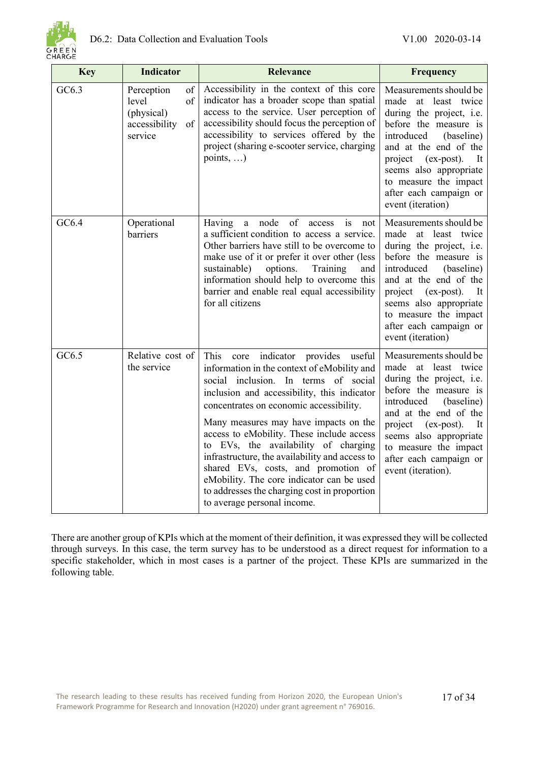| Key | Indicator | Relevance | Frequency |
|---|---|---|---|
| GC6.3 | Perception of level of (physical) accessibility of service | Accessibility in the context of this core indicator has a broader scope than spatial access to the service. User perception of accessibility should focus the perception of accessibility to services offered by the project (sharing e-scooter service, charging points, …) | Measurements should be made at least twice during the project, i.e. before the measure is introduced (baseline) and at the end of the project (ex-post). It seems also appropriate to measure the impact after each campaign or event (iteration) |
| GC6.4 | Operational barriers | Having a node of access is not a sufficient condition to access a service. Other barriers have still to be overcome to make use of it or prefer it over other (less sustainable) options. Training and information should help to overcome this barrier and enable real equal accessibility for all citizens | Measurements should be made at least twice during the project, i.e. before the measure is introduced (baseline) and at the end of the project (ex-post). It seems also appropriate to measure the impact after each campaign or event (iteration) |
| GC6.5 | Relative cost of the service | This core indicator provides useful information in the context of eMobility and social inclusion. In terms of social inclusion and accessibility, this indicator concentrates on economic accessibility.<br><br>Many measures may have impacts on the access to eMobility. These include access to EVs, the availability of charging infrastructure, the availability and access to shared EVs, costs, and promotion of eMobility. The core indicator can be used to addresses the charging cost in proportion to average personal income. | Measurements should be made at least twice during the project, i.e. before the measure is introduced (baseline) and at the end of the project (ex-post). It seems also appropriate to measure the impact after each campaign or event (iteration). |

There are another group of KPIs which at the moment of their definition, it was expressed they will be collected through surveys. In this case, the term survey has to be understood as a direct request for information to a specific stakeholder, which in most cases is a partner of the project. These KPIs are summarized in the following table.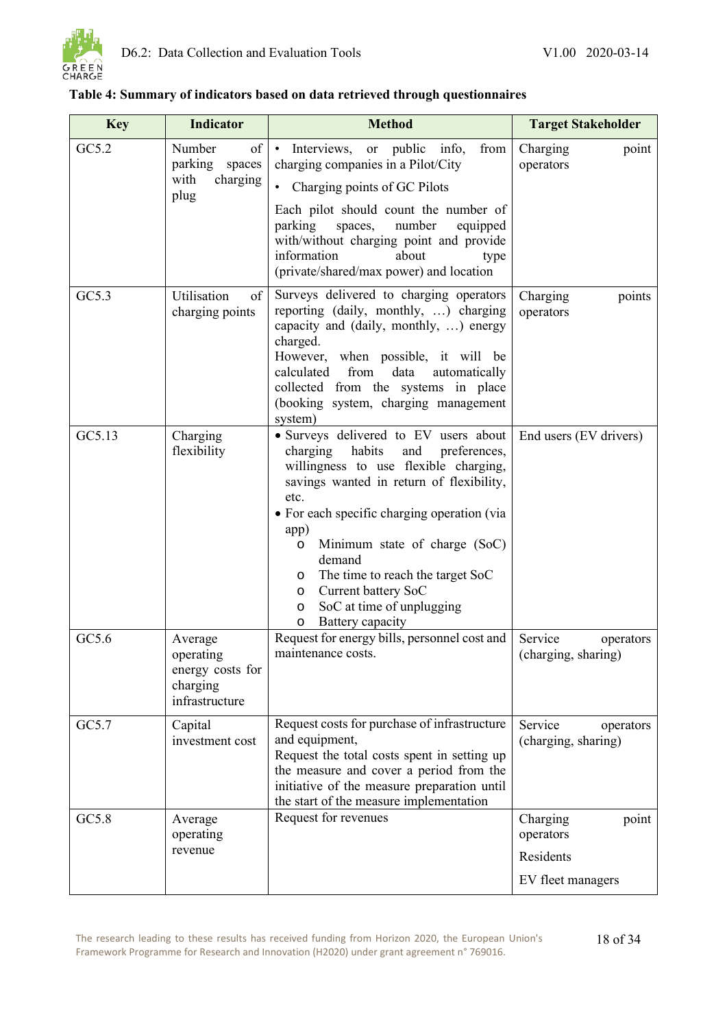**Table 4: Summary of indicators based on data retrieved through questionnaires**

| Key | Indicator | Method | Target Stakeholder |
|---|---|---|---|
| GC5.2 | Number of parking spaces with charging plug | • Interviews, or public info, from charging companies in a Pilot/City<br>• Charging points of GC Pilots<br>Each pilot should count the number of parking spaces, number equipped with/without charging point and provide information about type (private/shared/max power) and location | Charging point operators |
| GC5.3 | Utilisation of charging points | Surveys delivered to charging operators reporting (daily, monthly, …) charging capacity and (daily, monthly, …) energy charged.<br>However, when possible, it will be calculated from data automatically collected from the systems in place (booking system, charging management system) | Charging points operators |
| GC5.13 | Charging flexibility | • Surveys delivered to EV users about charging habits and preferences, willingness to use flexible charging, savings wanted in return of flexibility, etc.<br>• For each specific charging operation (via app)<br>  o Minimum state of charge (SoC) demand<br>  o The time to reach the target SoC<br>  o Current battery SoC<br>  o SoC at time of unplugging<br>  o Battery capacity | End users (EV drivers) |
| GC5.6 | Average operating energy costs for charging infrastructure | Request for energy bills, personnel cost and maintenance costs. | Service operators (charging, sharing) |
| GC5.7 | Capital investment cost | Request costs for purchase of infrastructure and equipment,<br>Request the total costs spent in setting up the measure and cover a period from the initiative of the measure preparation until the start of the measure implementation | Service operators (charging, sharing) |
| GC5.8 | Average operating revenue | Request for revenues | Charging point operators<br>Residents<br>EV fleet managers |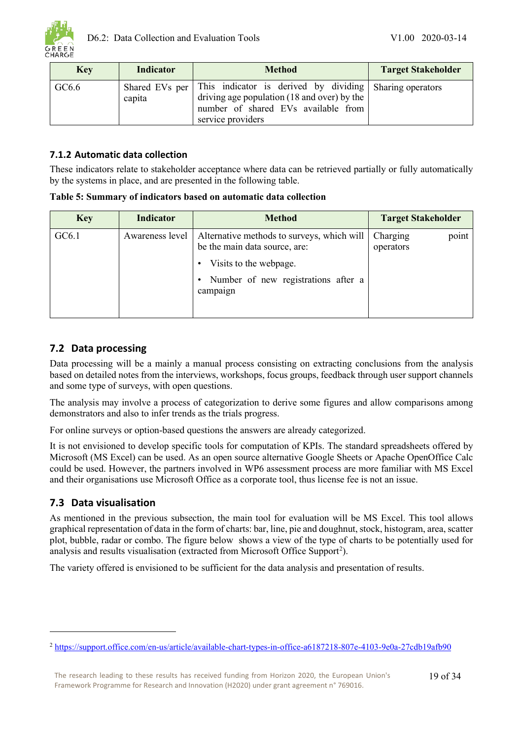| Key | Indicator | Method | Target Stakeholder |
|---|---|---|---|
| GC6.6 | Shared EVs per capita | This indicator is derived by dividing driving age population (18 and over) by the number of shared EVs available from service providers | Sharing operators |

### 7.1.2 Automatic data collection

These indicators relate to stakeholder acceptance where data can be retrieved partially or fully automatically by the systems in place, and are presented in the following table.

**Table 5: Summary of indicators based on automatic data collection**

| Key | Indicator | Method | Target Stakeholder |
|---|---|---|---|
| GC6.1 | Awareness level | Alternative methods to surveys, which will be the main data source, are:<br>• Visits to the webpage.<br>• Number of new registrations after a campaign | Charging point operators |

## 7.2 Data processing

Data processing will be a mainly a manual process consisting on extracting conclusions from the analysis based on detailed notes from the interviews, workshops, focus groups, feedback through user support channels and some type of surveys, with open questions.

The analysis may involve a process of categorization to derive some figures and allow comparisons among demonstrators and also to infer trends as the trials progress.

For online surveys or option-based questions the answers are already categorized.

It is not envisioned to develop specific tools for computation of KPIs. The standard spreadsheets offered by Microsoft (MS Excel) can be used. As an open source alternative Google Sheets or Apache OpenOffice Calc could be used. However, the partners involved in WP6 assessment process are more familiar with MS Excel and their organisations use Microsoft Office as a corporate tool, thus license fee is not an issue.

## 7.3 Data visualisation

As mentioned in the previous subsection, the main tool for evaluation will be MS Excel. This tool allows graphical representation of data in the form of charts: bar, line, pie and doughnut, stock, histogram, area, scatter plot, bubble, radar or combo. The figure below shows a view of the type of charts to be potentially used for analysis and results visualisation (extracted from Microsoft Office Support[2]).

The variety offered is envisioned to be sufficient for the data analysis and presentation of results.

[2] https://support.office.com/en-us/article/available-chart-types-in-office-a6187218-807e-4103-9e0a-27cdb19afb90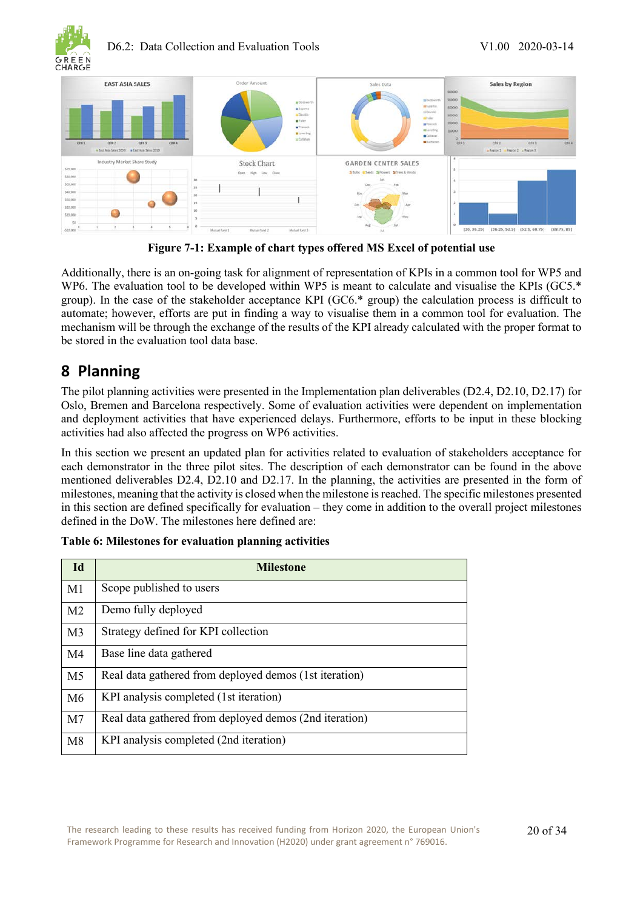Figure 7-1: Example of chart types offered MS Excel of potential use

Additionally, there is an on-going task for alignment of representation of KPIs in a common tool for WP5 and WP6. The evaluation tool to be developed within WP5 is meant to calculate and visualise the KPIs (GC5.* group). In the case of the stakeholder acceptance KPI (GC6.* group) the calculation process is difficult to automate; however, efforts are put in finding a way to visualise them in a common tool for evaluation. The mechanism will be through the exchange of the results of the KPI already calculated with the proper format to be stored in the evaluation tool data base.

# 8 Planning

The pilot planning activities were presented in the Implementation plan deliverables (D2.4, D2.10, D2.17) for Oslo, Bremen and Barcelona respectively. Some of evaluation activities were dependent on implementation and deployment activities that have experienced delays. Furthermore, efforts to be input in these blocking activities had also affected the progress on WP6 activities.

In this section we present an updated plan for activities related to evaluation of stakeholders acceptance for each demonstrator in the three pilot sites. The description of each demonstrator can be found in the above mentioned deliverables D2.4, D2.10 and D2.17. In the planning, the activities are presented in the form of milestones, meaning that the activity is closed when the milestone is reached. The specific milestones presented in this section are defined specifically for evaluation – they come in addition to the overall project milestones defined in the DoW. The milestones here defined are:

**Table 6: Milestones for evaluation planning activities**

| Id | Milestone |
|---|---|
| M1 | Scope published to users |
| M2 | Demo fully deployed |
| M3 | Strategy defined for KPI collection |
| M4 | Base line data gathered |
| M5 | Real data gathered from deployed demos (1st iteration) |
| M6 | KPI analysis completed (1st iteration) |
| M7 | Real data gathered from deployed demos (2nd iteration) |
| M8 | KPI analysis completed (2nd iteration) |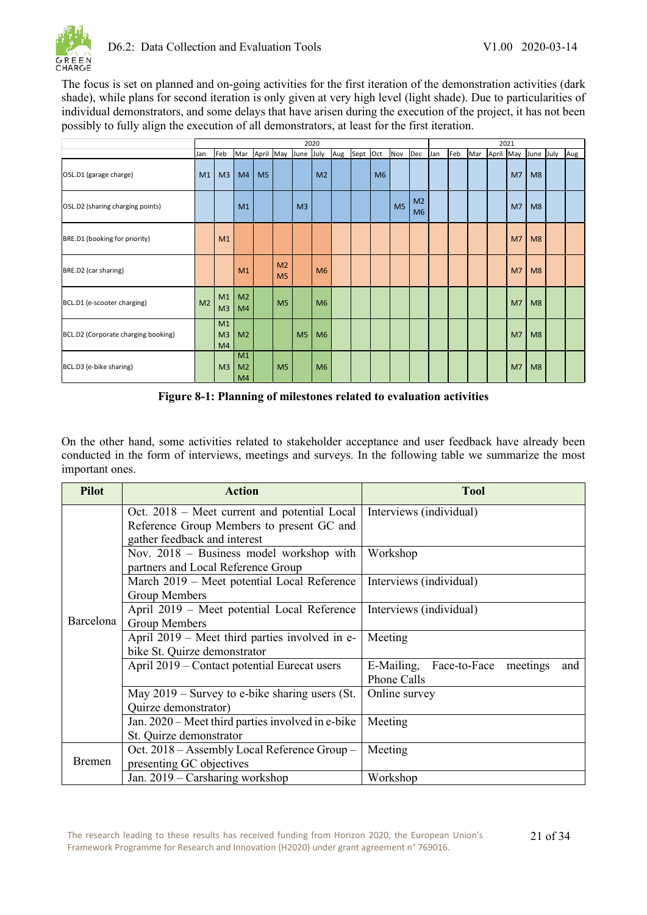The focus is set on planned and on-going activities for the first iteration of the demonstration activities (dark shade), while plans for second iteration is only given at very high level (light shade). Due to particularities of individual demonstrators, and some delays that have arisen during the execution of the project, it has not been possibly to fully align the execution of all demonstrators, at least for the first iteration.

| | 2020 | | | | | | | | | | | | 2021 | | | | | | | |
|---|---|---|---|---|---|---|---|---|---|---|---|---|---|---|---|---|---|---|---|---|
| | Jan | Feb | Mar | April | May | June | July | Aug | Sept | Oct | Nov | Dec | Jan | Feb | Mar | April | May | June | July | Aug |
| OSL.D1 (garage charge) | M1 | M3 | M4 | M5 | | | M2 | | | M6 | | | | | | | M7 | M8 | | |
| OSL.D2 (sharing charging points) | | | M1 | | | M3 | | | | | M5 | M2 M6 | | | | | M7 | M8 | | |
| BRE.D1 (booking for priority) | | M1 | | | | | | | | | | | | | | | M7 | M8 | | |
| BRE.D2 (car sharing) | | | M1 | | M2 M5 | | M6 | | | | | | | | | | M7 | M8 | | |
| BCL.D1 (e-scooter charging) | M2 | M1 M3 | M2 M4 | | M5 | | M6 | | | | | | | | | | M7 | M8 | | |
| BCL.D2 (Corporate charging booking) | | M1 M3 M4 | M2 | | | M5 | M6 | | | | | | | | | | M7 | M8 | | |
| BCL.D3 (e-bike sharing) | | M3 | M1 M2 M4 | | M5 | | M6 | | | | | | | | | | M7 | M8 | | |

**Figure 8-1: Planning of milestones related to evaluation activities**

On the other hand, some activities related to stakeholder acceptance and user feedback have already been conducted in the form of interviews, meetings and surveys. In the following table we summarize the most important ones.

| Pilot | Action | Tool |
|---|---|---|
| Barcelona | Oct. 2018 – Meet current and potential Local Reference Group Members to present GC and gather feedback and interest | Interviews (individual) |
| | Nov. 2018 – Business model workshop with partners and Local Reference Group | Workshop |
| | March 2019 – Meet potential Local Reference Group Members | Interviews (individual) |
| | April 2019 – Meet potential Local Reference Group Members | Interviews (individual) |
| | April 2019 – Meet third parties involved in e-bike St. Quirze demonstrator | Meeting |
| | April 2019 – Contact potential Eurecat users | E-Mailing, Face-to-Face meetings and Phone Calls |
| | May 2019 – Survey to e-bike sharing users (St. Quirze demonstrator) | Online survey |
| | Jan. 2020 – Meet third parties involved in e-bike St. Quirze demonstrator | Meeting |
| Bremen | Oct. 2018 – Assembly Local Reference Group – presenting GC objectives | Meeting |
| | Jan. 2019 – Carsharing workshop | Workshop |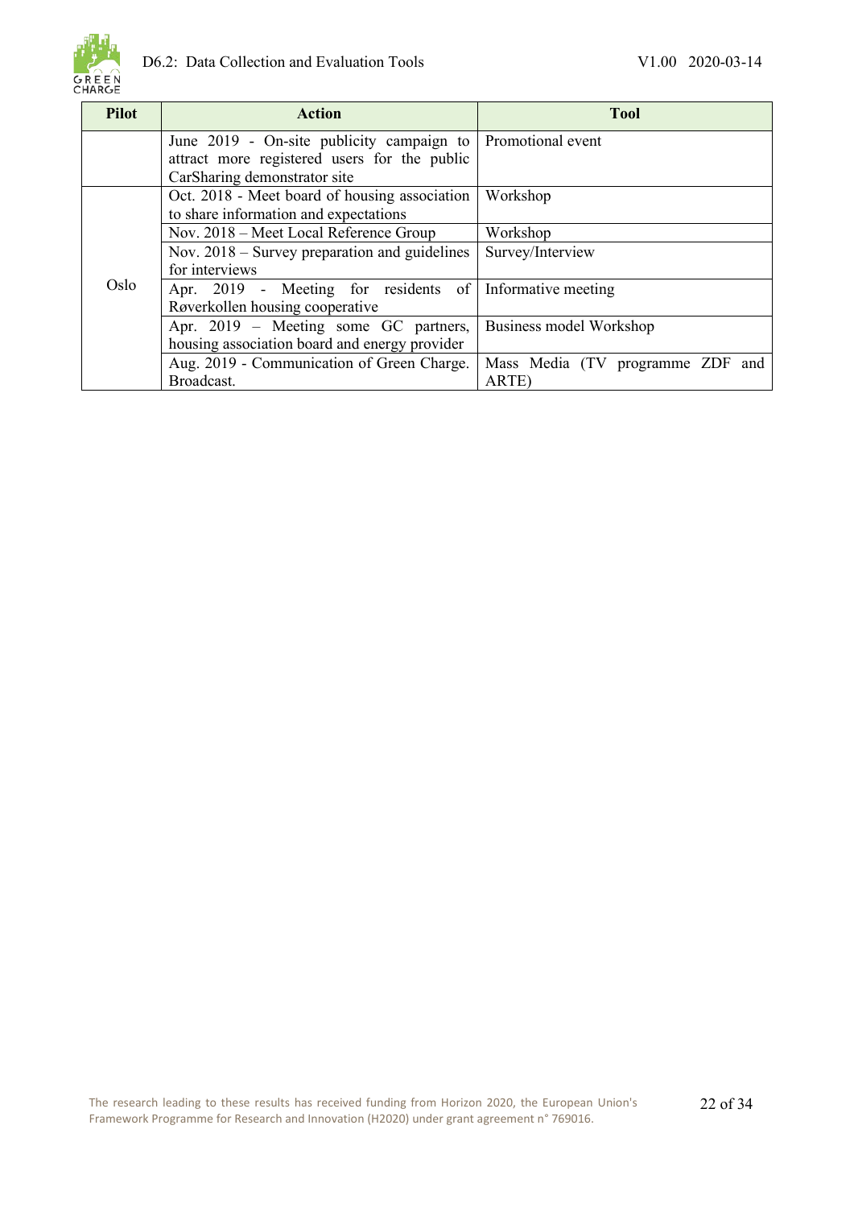| Pilot | Action | Tool |
|---|---|---|
| | June 2019 - On-site publicity campaign to attract more registered users for the public CarSharing demonstrator site | Promotional event |
| Oslo | Oct. 2018 - Meet board of housing association to share information and expectations | Workshop |
| | Nov. 2018 – Meet Local Reference Group | Workshop |
| | Nov. 2018 – Survey preparation and guidelines for interviews | Survey/Interview |
| | Apr. 2019 - Meeting for residents of Røverkollen housing cooperative | Informative meeting |
| | Apr. 2019 – Meeting some GC partners, housing association board and energy provider | Business model Workshop |
| | Aug. 2019 - Communication of Green Charge. Broadcast. | Mass Media (TV programme ZDF and ARTE) |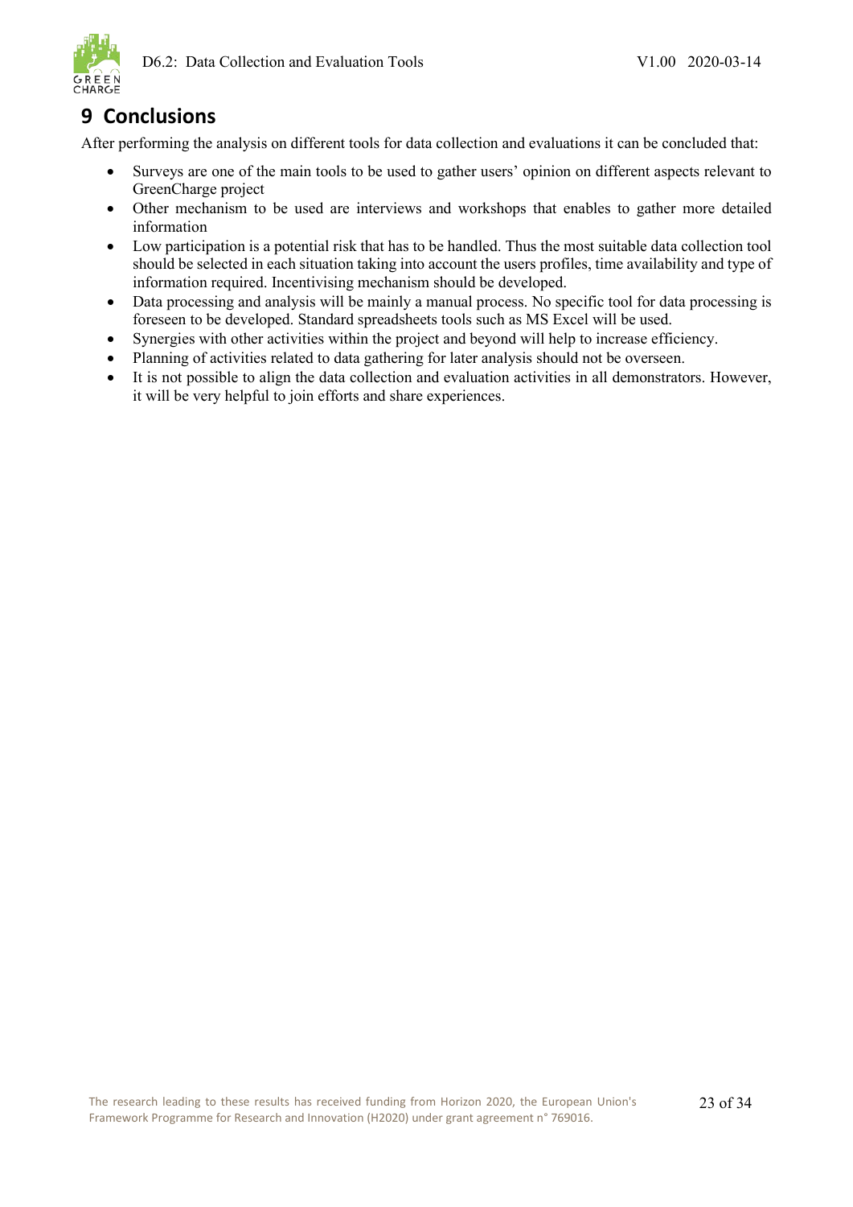# 9 Conclusions

After performing the analysis on different tools for data collection and evaluations it can be concluded that:

- Surveys are one of the main tools to be used to gather users' opinion on different aspects relevant to GreenCharge project
- Other mechanism to be used are interviews and workshops that enables to gather more detailed information
- Low participation is a potential risk that has to be handled. Thus the most suitable data collection tool should be selected in each situation taking into account the users profiles, time availability and type of information required. Incentivising mechanism should be developed.
- Data processing and analysis will be mainly a manual process. No specific tool for data processing is foreseen to be developed. Standard spreadsheets tools such as MS Excel will be used.
- Synergies with other activities within the project and beyond will help to increase efficiency.
- Planning of activities related to data gathering for later analysis should not be overseen.
- It is not possible to align the data collection and evaluation activities in all demonstrators. However, it will be very helpful to join efforts and share experiences.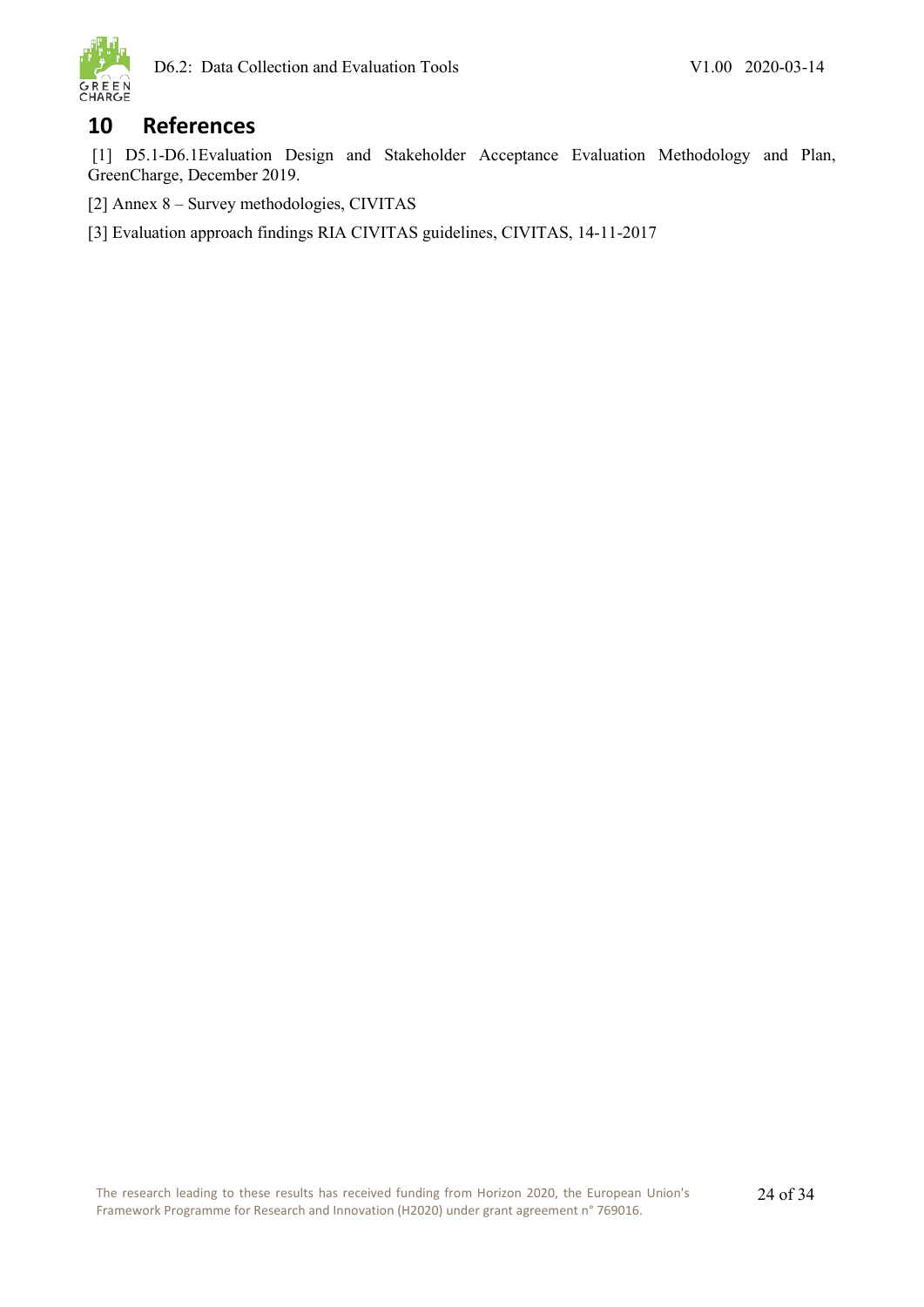# 10 References

[1] D5.1-D6.1Evaluation Design and Stakeholder Acceptance Evaluation Methodology and Plan, GreenCharge, December 2019.

[2] Annex 8 – Survey methodologies, CIVITAS

[3] Evaluation approach findings RIA CIVITAS guidelines, CIVITAS, 14-11-2017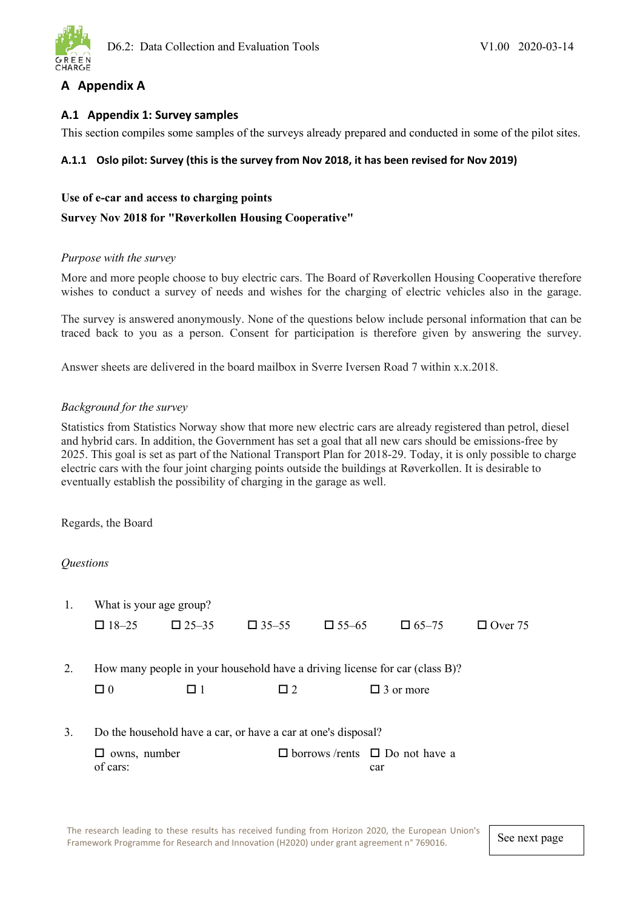# A Appendix A

## A.1 Appendix 1: Survey samples

This section compiles some samples of the surveys already prepared and conducted in some of the pilot sites.

### A.1.1 Oslo pilot: Survey (this is the survey from Nov 2018, it has been revised for Nov 2019)

**Use of e-car and access to charging points**

**Survey Nov 2018 for "Røverkollen Housing Cooperative"**

*Purpose with the survey*

More and more people choose to buy electric cars. The Board of Røverkollen Housing Cooperative therefore wishes to conduct a survey of needs and wishes for the charging of electric vehicles also in the garage.

The survey is answered anonymously. None of the questions below include personal information that can be traced back to you as a person. Consent for participation is therefore given by answering the survey.

Answer sheets are delivered in the board mailbox in Sverre Iversen Road 7 within x.x.2018.

*Background for the survey*

Statistics from Statistics Norway show that more new electric cars are already registered than petrol, diesel and hybrid cars. In addition, the Government has set a goal that all new cars should be emissions-free by 2025. This goal is set as part of the National Transport Plan for 2018-29. Today, it is only possible to charge electric cars with the four joint charging points outside the buildings at Røverkollen. It is desirable to eventually establish the possibility of charging in the garage as well.

Regards, the Board

*Questions*

1. What is your age group?

   ☐ 18–25 ☐ 25–35 ☐ 35–55 ☐ 55–65 ☐ 65–75 ☐ Over 75

2. How many people in your household have a driving license for car (class B)?

   ☐ 0 ☐ 1 ☐ 2 ☐ 3 or more

3. Do the household have a car, or have a car at one's disposal?

   ☐ owns, number of cars: ☐ borrows /rents ☐ Do not have a car

See next page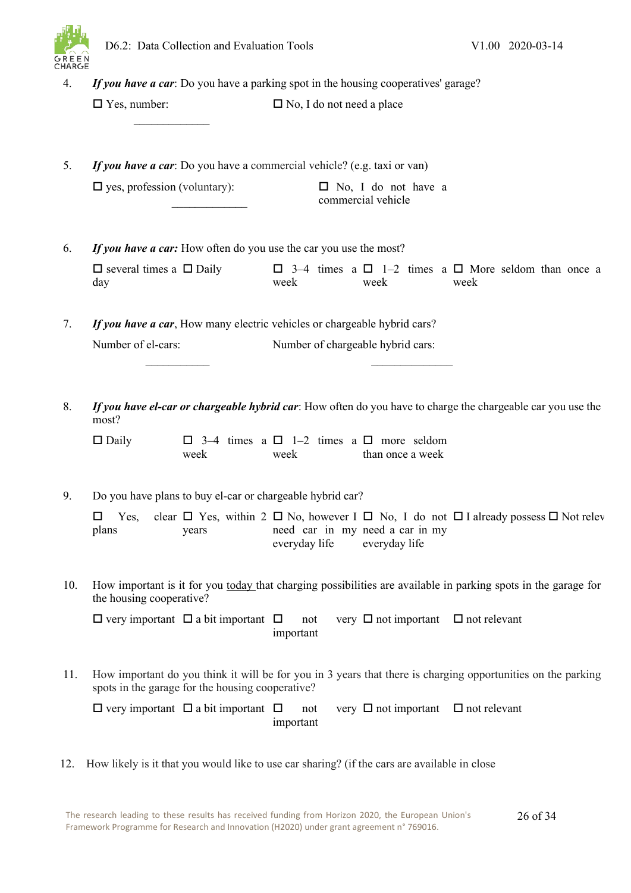4. ***If you have a car***: Do you have a parking spot in the housing cooperatives' garage?

   ☐ Yes, number: ______________ ☐ No, I do not need a place

5. ***If you have a car***: Do you have a commercial vehicle? (e.g. taxi or van)

   ☐ yes, profession (voluntary): ______________ ☐ No, I do not have a commercial vehicle

6. ***If you have a car:*** How often do you use the car you use the most?

   ☐ several times a day ☐ Daily ☐ 3–4 times a week ☐ 1–2 times a week ☐ More seldom than once a week

7. ***If you have a car***, How many electric vehicles or chargeable hybrid cars?

   Number of el-cars: ____________ Number of chargeable hybrid cars: _______________

8. ***If you have el-car or chargeable hybrid car***: How often do you have to charge the chargeable car you use the most?

   ☐ Daily ☐ 3–4 times a week ☐ 1–2 times a week ☐ more seldom than once a week

9. Do you have plans to buy el-car or chargeable hybrid car?

   ☐ Yes, clear plans ☐ Yes, within 2 years ☐ No, however I need car in my everyday life ☐ No, I do not need a car in my everyday life ☐ I already possess ☐ Not relev

10. How important is it for you <u>today</u> that charging possibilities are available in parking spots in the garage for the housing cooperative?

    ☐ very important ☐ a bit important ☐ not very important ☐ not important ☐ not relevant

11. How important do you think it will be for you in 3 years that there is charging opportunities on the parking spots in the garage for the housing cooperative?

    ☐ very important ☐ a bit important ☐ not very important ☐ not important ☐ not relevant

12. How likely is it that you would like to use car sharing? (if the cars are available in close

The research leading to these results has received funding from Horizon 2020, the European Union's Framework Programme for Research and Innovation (H2020) under grant agreement n° 769016.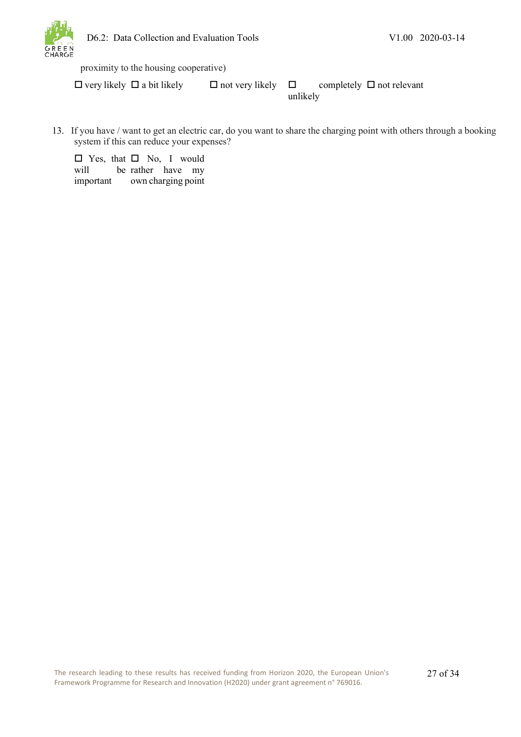proximity to the housing cooperative)

☐ very likely ☐ a bit likely ☐ not very likely ☐ completely unlikely ☐ not relevant

13. If you have / want to get an electric car, do you want to share the charging point with others through a booking system if this can reduce your expenses?

☐ Yes, that will be important ☐ No, I would rather have my own charging point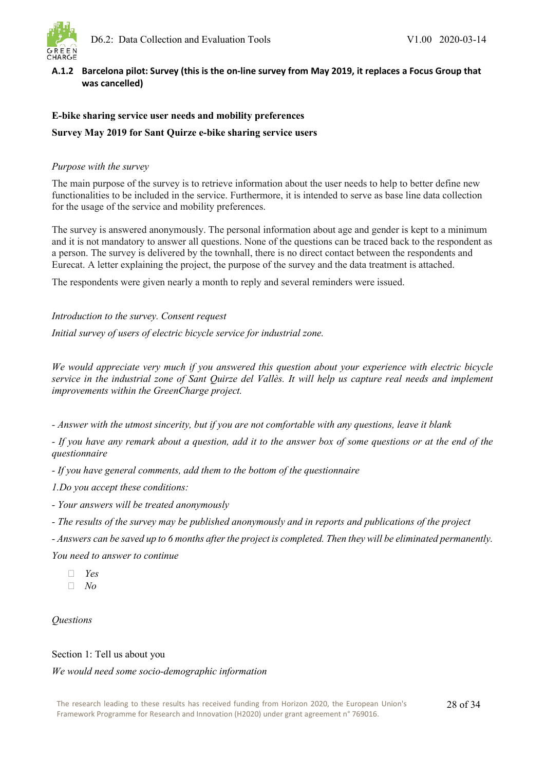### A.1.2 Barcelona pilot: Survey (this is the on-line survey from May 2019, it replaces a Focus Group that was cancelled)

**E-bike sharing service user needs and mobility preferences**

**Survey May 2019 for Sant Quirze e-bike sharing service users**

*Purpose with the survey*

The main purpose of the survey is to retrieve information about the user needs to help to better define new functionalities to be included in the service. Furthermore, it is intended to serve as base line data collection for the usage of the service and mobility preferences.

The survey is answered anonymously. The personal information about age and gender is kept to a minimum and it is not mandatory to answer all questions. None of the questions can be traced back to the respondent as a person. The survey is delivered by the townhall, there is no direct contact between the respondents and Eurecat. A letter explaining the project, the purpose of the survey and the data treatment is attached.

The respondents were given nearly a month to reply and several reminders were issued.

*Introduction to the survey. Consent request*

*Initial survey of users of electric bicycle service for industrial zone.*

*We would appreciate very much if you answered this question about your experience with electric bicycle service in the industrial zone of Sant Quirze del Vallès. It will help us capture real needs and implement improvements within the GreenCharge project.*

*- Answer with the utmost sincerity, but if you are not comfortable with any questions, leave it blank*

*- If you have any remark about a question, add it to the answer box of some questions or at the end of the questionnaire*

*- If you have general comments, add them to the bottom of the questionnaire*

*1.Do you accept these conditions:*

*- Your answers will be treated anonymously*

*- The results of the survey may be published anonymously and in reports and publications of the project*

*- Answers can be saved up to 6 months after the project is completed. Then they will be eliminated permanently.*

*You need to answer to continue*

- *Yes*
- *No*

*Questions*

Section 1: Tell us about you

*We would need some socio-demographic information*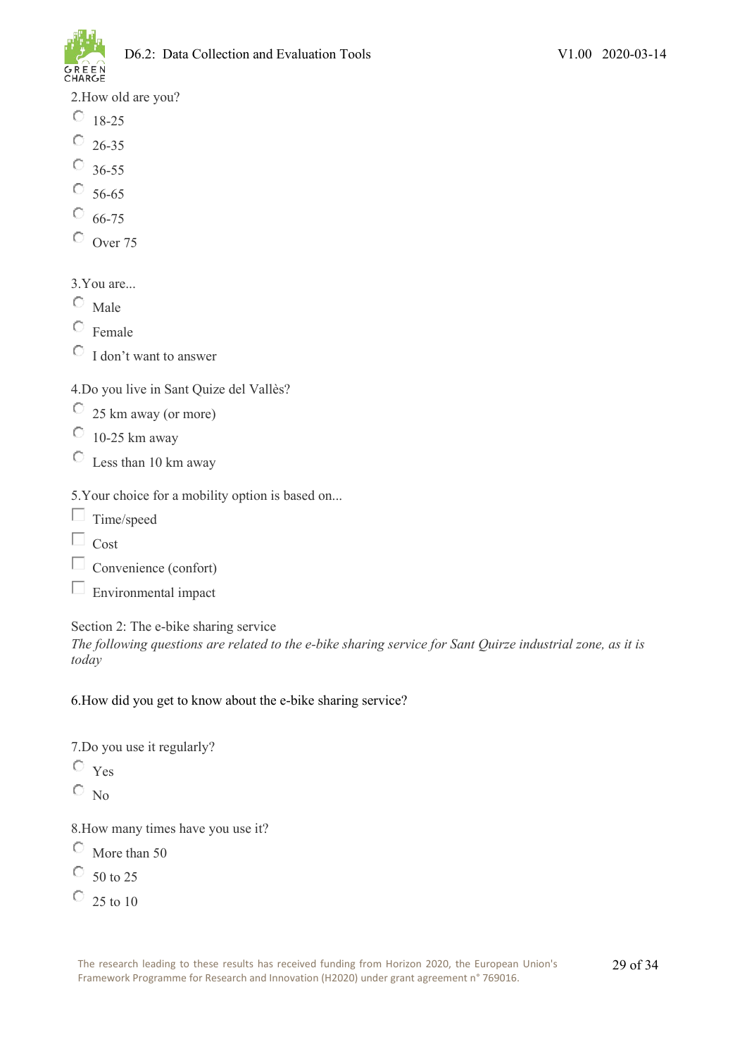2.How old are you?

- ◯ 18-25
- ◯ 26-35
- ◯ 36-55
- ◯ 56-65
- ◯ 66-75
- ◯ Over 75

3.You are...

- ◯ Male
- ◯ Female
- ◯ I don't want to answer

4.Do you live in Sant Quize del Vallès?

- ◯ 25 km away (or more)
- ◯ 10-25 km away
- ◯ Less than 10 km away

5.Your choice for a mobility option is based on...

- ☐ Time/speed
- ☐ Cost
- ☐ Convenience (confort)
- ☐ Environmental impact

Section 2: The e-bike sharing service

*The following questions are related to the e-bike sharing service for Sant Quirze industrial zone, as it is today*

6.How did you get to know about the e-bike sharing service?

7.Do you use it regularly?

- ◯ Yes
- ◯ No

8.How many times have you use it?

- ◯ More than 50
- ◯ 50 to 25
- ◯ 25 to 10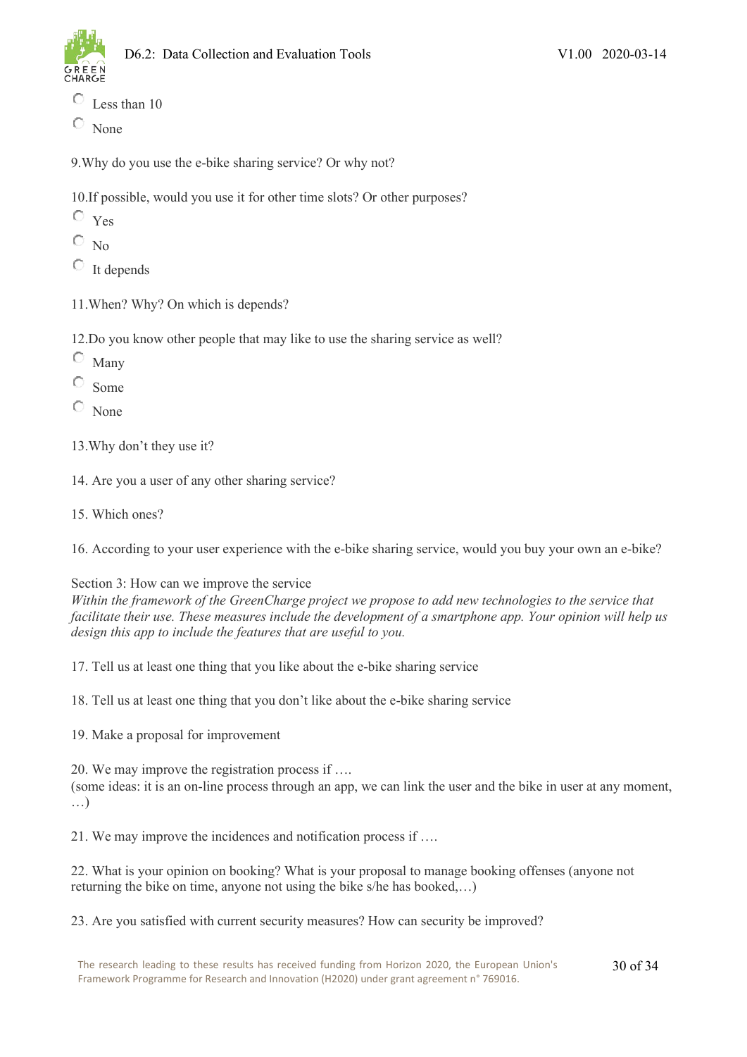- Less than 10
- None

9.Why do you use the e-bike sharing service? Or why not?

10.If possible, would you use it for other time slots? Or other purposes?

- Yes
- No
- It depends

11.When? Why? On which is depends?

12.Do you know other people that may like to use the sharing service as well?

- Many
- Some
- None

13.Why don't they use it?

14. Are you a user of any other sharing service?

15. Which ones?

16. According to your user experience with the e-bike sharing service, would you buy your own an e-bike?

Section 3: How can we improve the service

*Within the framework of the GreenCharge project we propose to add new technologies to the service that facilitate their use. These measures include the development of a smartphone app. Your opinion will help us design this app to include the features that are useful to you.*

17. Tell us at least one thing that you like about the e-bike sharing service

18. Tell us at least one thing that you don't like about the e-bike sharing service

19. Make a proposal for improvement

20. We may improve the registration process if ….
(some ideas: it is an on-line process through an app, we can link the user and the bike in user at any moment, …)

21. We may improve the incidences and notification process if ….

22. What is your opinion on booking? What is your proposal to manage booking offenses (anyone not returning the bike on time, anyone not using the bike s/he has booked,…)

23. Are you satisfied with current security measures? How can security be improved?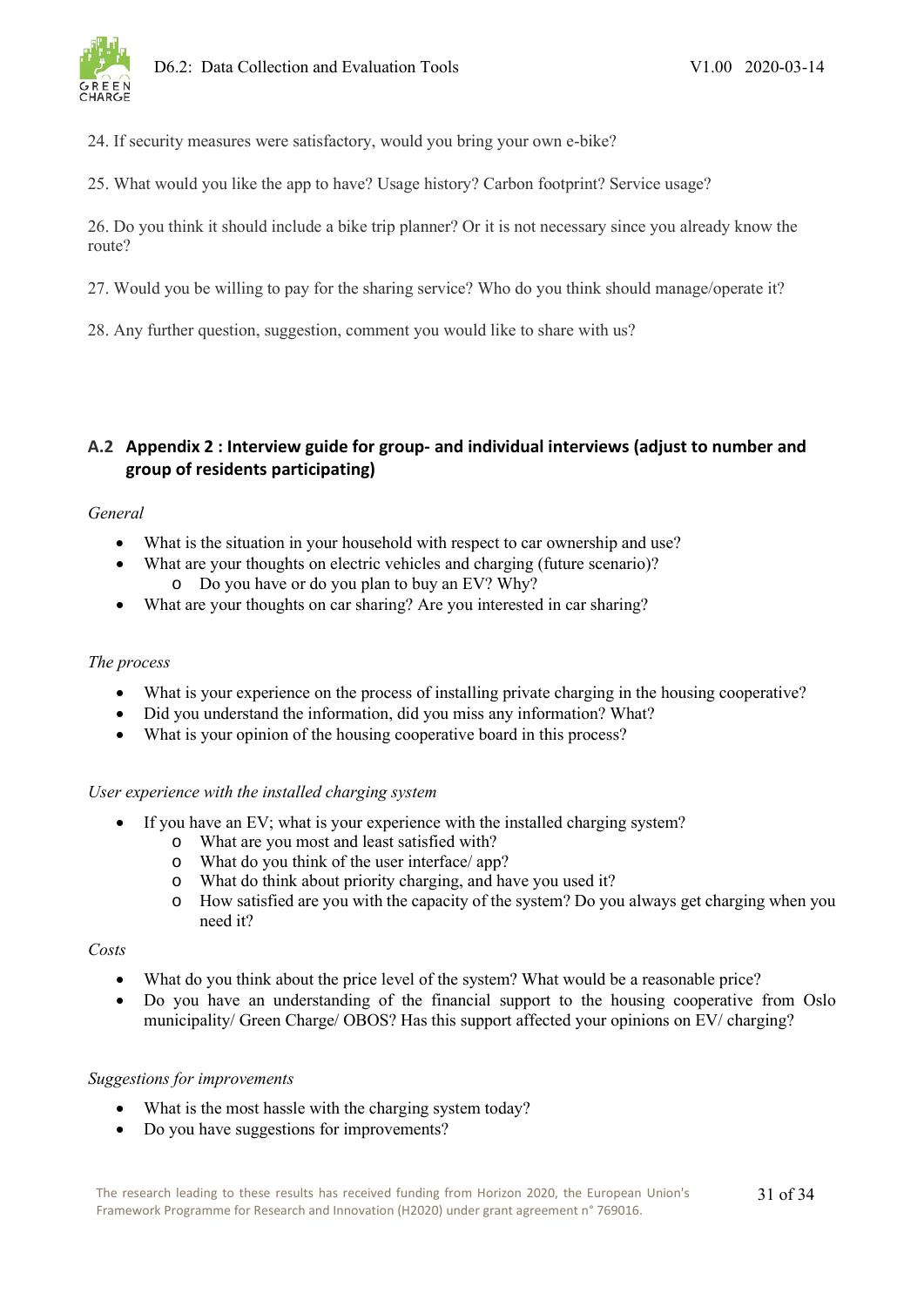24. If security measures were satisfactory, would you bring your own e-bike?

25. What would you like the app to have? Usage history? Carbon footprint? Service usage?

26. Do you think it should include a bike trip planner? Or it is not necessary since you already know the route?

27. Would you be willing to pay for the sharing service? Who do you think should manage/operate it?

28. Any further question, suggestion, comment you would like to share with us?

## A.2 Appendix 2 : Interview guide for group- and individual interviews (adjust to number and group of residents participating)

*General*

- What is the situation in your household with respect to car ownership and use?
- What are your thoughts on electric vehicles and charging (future scenario)?
  - Do you have or do you plan to buy an EV? Why?
- What are your thoughts on car sharing? Are you interested in car sharing?

*The process*

- What is your experience on the process of installing private charging in the housing cooperative?
- Did you understand the information, did you miss any information? What?
- What is your opinion of the housing cooperative board in this process?

*User experience with the installed charging system*

- If you have an EV; what is your experience with the installed charging system?
  - What are you most and least satisfied with?
  - What do you think of the user interface/ app?
  - What do think about priority charging, and have you used it?
  - How satisfied are you with the capacity of the system? Do you always get charging when you need it?

*Costs*

- What do you think about the price level of the system? What would be a reasonable price?
- Do you have an understanding of the financial support to the housing cooperative from Oslo municipality/ Green Charge/ OBOS? Has this support affected your opinions on EV/ charging?

*Suggestions for improvements*

- What is the most hassle with the charging system today?
- Do you have suggestions for improvements?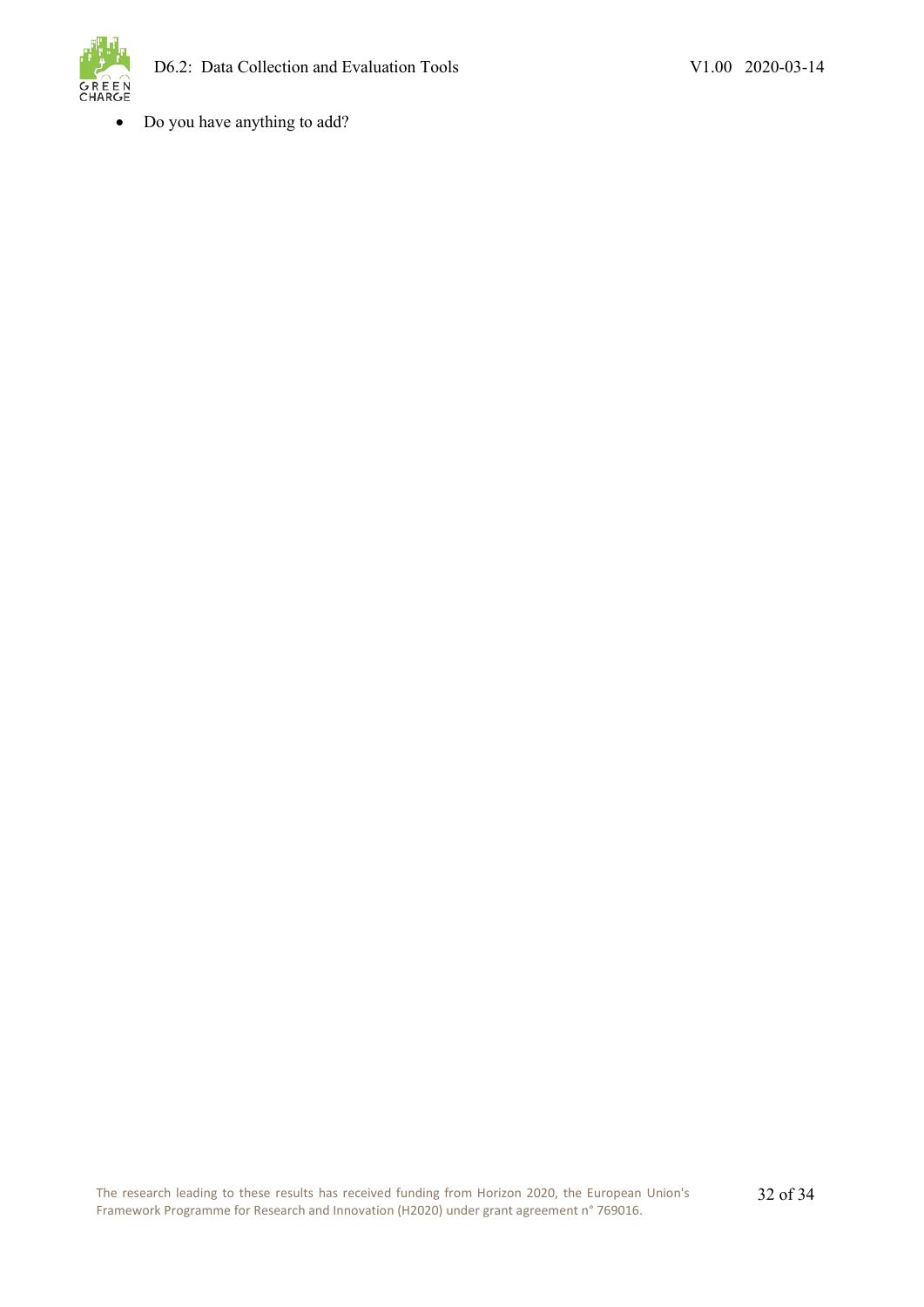- Do you have anything to add?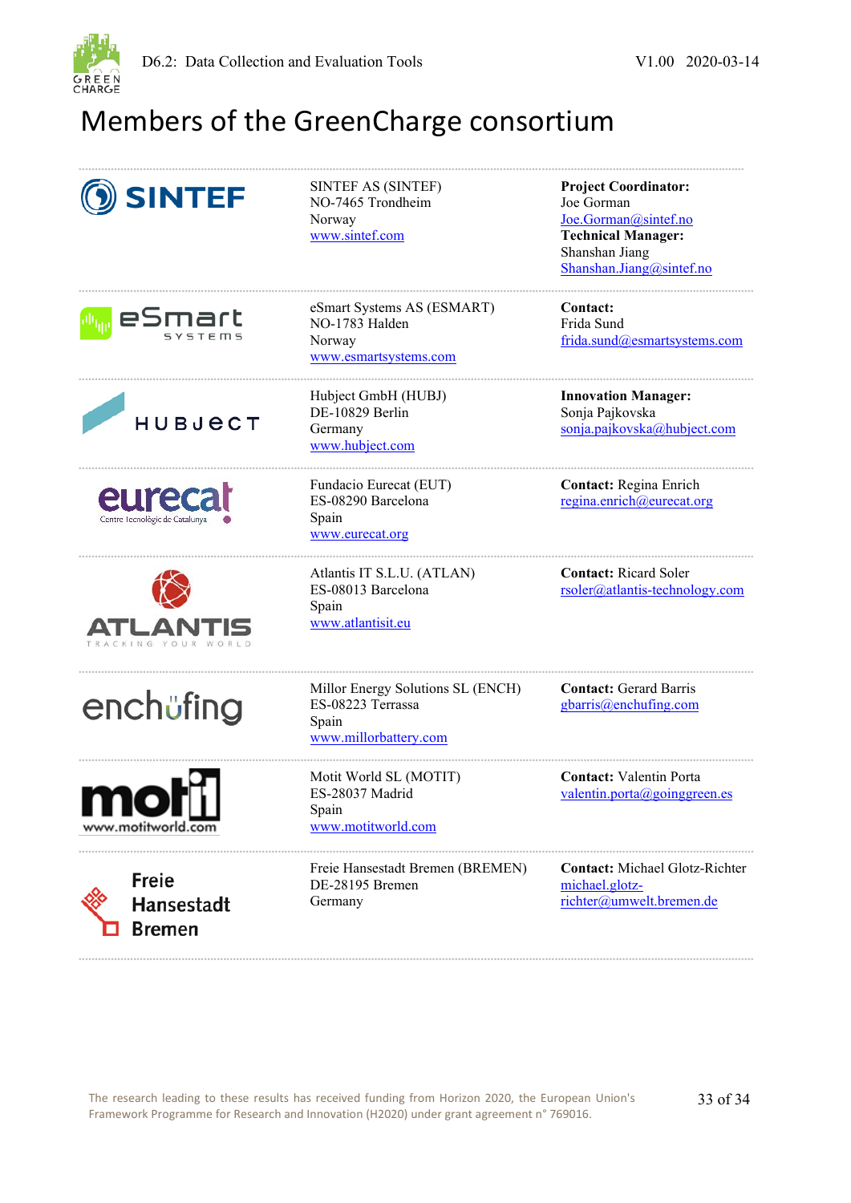# Members of the GreenCharge consortium

| | | |
|---|---|---|
| SINTEF | SINTEF AS (SINTEF)<br>NO-7465 Trondheim<br>Norway<br>www.sintef.com | **Project Coordinator:**<br>Joe Gorman<br>Joe.Gorman@sintef.no<br>**Technical Manager:**<br>Shanshan Jiang<br>Shanshan.Jiang@sintef.no |
| eSmart SYSTEMS | eSmart Systems AS (ESMART)<br>NO-1783 Halden<br>Norway<br>www.esmartsystems.com | **Contact:**<br>Frida Sund<br>frida.sund@esmartsystems.com |
| HUBJECT | Hubject GmbH (HUBJ)<br>DE-10829 Berlin<br>Germany<br>www.hubject.com | **Innovation Manager:**<br>Sonja Pajkovska<br>sonja.pajkovska@hubject.com |
| eurecat<br>Centre Tecnològic de Catalunya | Fundacio Eurecat (EUT)<br>ES-08290 Barcelona<br>Spain<br>www.eurecat.org | **Contact:** Regina Enrich<br>regina.enrich@eurecat.org |
| ATLANTIS<br>TRACKING YOUR WORLD | Atlantis IT S.L.U. (ATLAN)<br>ES-08013 Barcelona<br>Spain<br>www.atlantisit.eu | **Contact:** Ricard Soler<br>rsoler@atlantis-technology.com |
| enchufing | Millor Energy Solutions SL (ENCH)<br>ES-08223 Terrassa<br>Spain<br>www.millorbattery.com | **Contact:** Gerard Barris<br>gbarris@enchufing.com |
| motit<br>www.motitworld.com | Motit World SL (MOTIT)<br>ES-28037 Madrid<br>Spain<br>www.motitworld.com | **Contact:** Valentin Porta<br>valentin.porta@goinggreen.es |
| Freie Hansestadt Bremen | Freie Hansestadt Bremen (BREMEN)<br>DE-28195 Bremen<br>Germany | **Contact:** Michael Glotz-Richter<br>michael.glotz-richter@umwelt.bremen.de |

The research leading to these results has received funding from Horizon 2020, the European Union's Framework Programme for Research and Innovation (H2020) under grant agreement n° 769016.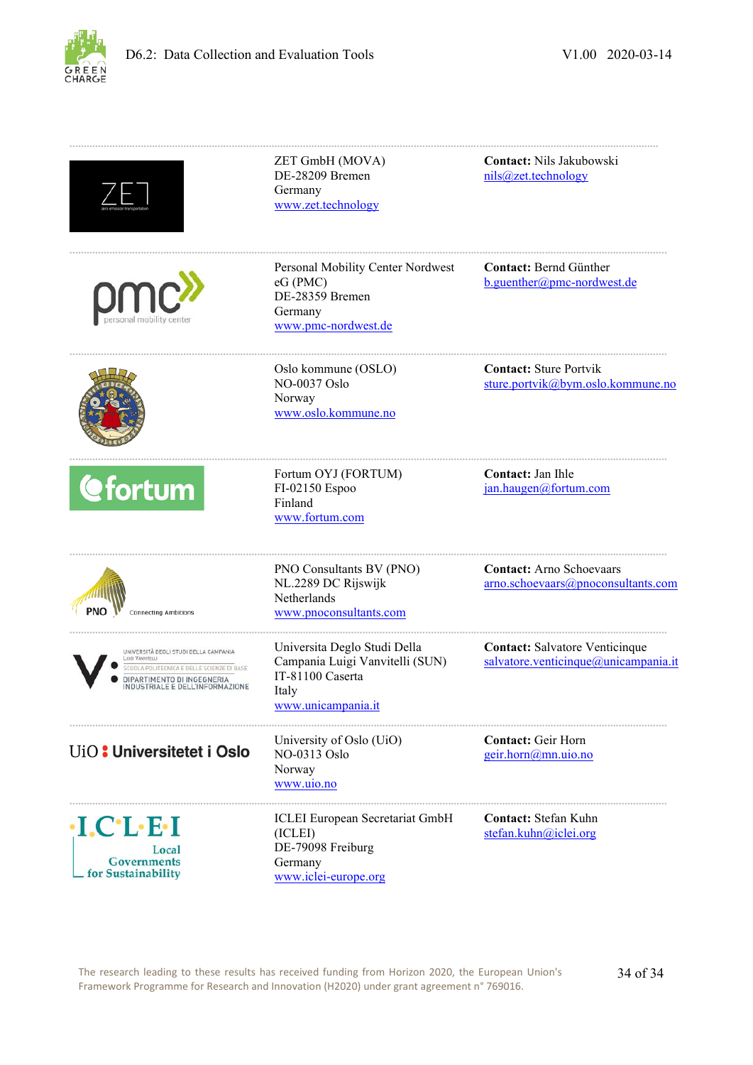| | | |
|---|---|---|
| | ZET GmbH (MOVA)<br>DE-28209 Bremen<br>Germany<br>www.zet.technology | **Contact:** Nils Jakubowski<br>nils@zet.technology |
| | Personal Mobility Center Nordwest eG (PMC)<br>DE-28359 Bremen<br>Germany<br>www.pmc-nordwest.de | **Contact:** Bernd Günther<br>b.guenther@pmc-nordwest.de |
| | Oslo kommune (OSLO)<br>NO-0037 Oslo<br>Norway<br>www.oslo.kommune.no | **Contact:** Sture Portvik<br>sture.portvik@bym.oslo.kommune.no |
| | Fortum OYJ (FORTUM)<br>FI-02150 Espoo<br>Finland<br>www.fortum.com | **Contact:** Jan Ihle<br>jan.haugen@fortum.com |
| | PNO Consultants BV (PNO)<br>NL.2289 DC Rijswijk<br>Netherlands<br>www.pnoconsultants.com | **Contact:** Arno Schoevaars<br>arno.schoevaars@pnoconsultants.com |
| | Universita Deglo Studi Della Campania Luigi Vanvitelli (SUN)<br>IT-81100 Caserta<br>Italy<br>www.unicampania.it | **Contact:** Salvatore Venticinque<br>salvatore.venticinque@unicampania.it |
| | University of Oslo (UiO)<br>NO-0313 Oslo<br>Norway<br>www.uio.no | **Contact:** Geir Horn<br>geir.horn@mn.uio.no |
| | ICLEI European Secretariat GmbH (ICLEI)<br>DE-79098 Freiburg<br>Germany<br>www.iclei-europe.org | **Contact:** Stefan Kuhn<br>stefan.kuhn@iclei.org |